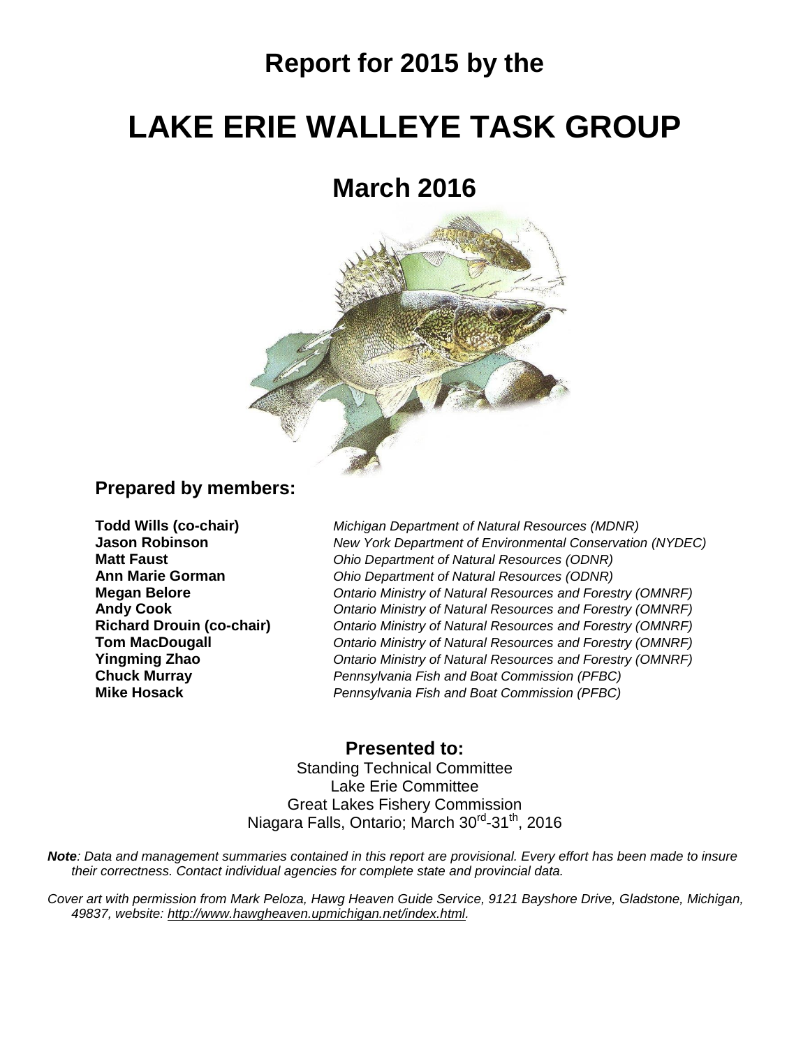## Report for 2015 by the

# LAKE ERIE WALLEYE TASK GROUP

## March 2016

### Prepared by members:

**Todd Wills (co-chair)** *Michigan Department of Natural Resources (MDNR)*
**Jason Robinson** *New York Department of Environmental Conservation (NYDEC)*
**Matt Faust** *Ohio Department of Natural Resources (ODNR)*
**Ann Marie Gorman** *Ohio Department of Natural Resources (ODNR)*
**Megan Belore** *Ontario Ministry of Natural Resources and Forestry (OMNRF)*
**Andy Cook** *Ontario Ministry of Natural Resources and Forestry (OMNRF)*
**Richard Drouin (co-chair)** *Ontario Ministry of Natural Resources and Forestry (OMNRF)*
**Tom MacDougall** *Ontario Ministry of Natural Resources and Forestry (OMNRF)*
**Yingming Zhao** *Ontario Ministry of Natural Resources and Forestry (OMNRF)*
**Chuck Murray** *Pennsylvania Fish and Boat Commission (PFBC)*
**Mike Hosack** *Pennsylvania Fish and Boat Commission (PFBC)*

### Presented to:

Standing Technical Committee
Lake Erie Committee
Great Lakes Fishery Commission
Niagara Falls, Ontario; March 30rd-31th, 2016

***Note**: Data and management summaries contained in this report are provisional. Every effort has been made to insure their correctness. Contact individual agencies for complete state and provincial data.*

*Cover art with permission from Mark Peloza, Hawg Heaven Guide Service, 9121 Bayshore Drive, Gladstone, Michigan, 49837, website: http://www.hawgheaven.upmichigan.net/index.html.*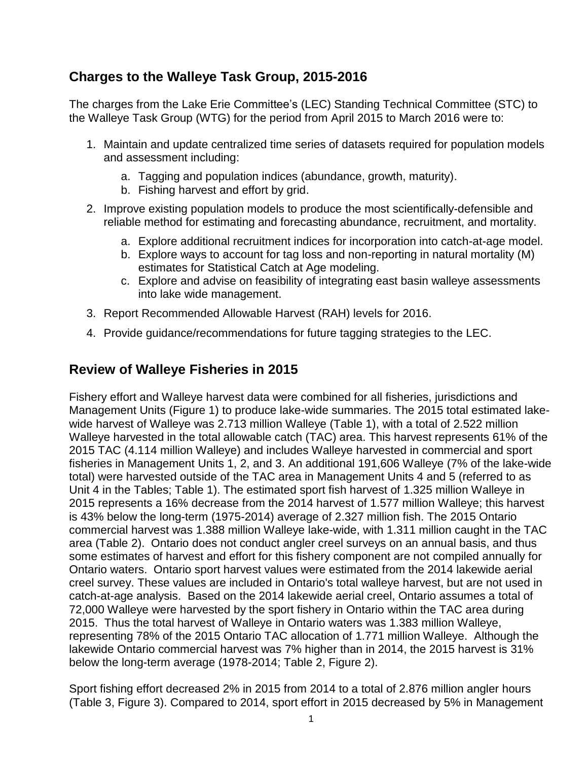## Charges to the Walleye Task Group, 2015-2016

The charges from the Lake Erie Committee's (LEC) Standing Technical Committee (STC) to the Walleye Task Group (WTG) for the period from April 2015 to March 2016 were to:

1. Maintain and update centralized time series of datasets required for population models and assessment including:
    a. Tagging and population indices (abundance, growth, maturity).
    b. Fishing harvest and effort by grid.
2. Improve existing population models to produce the most scientifically-defensible and reliable method for estimating and forecasting abundance, recruitment, and mortality.
    a. Explore additional recruitment indices for incorporation into catch-at-age model.
    b. Explore ways to account for tag loss and non-reporting in natural mortality (M) estimates for Statistical Catch at Age modeling.
    c. Explore and advise on feasibility of integrating east basin walleye assessments into lake wide management.
3. Report Recommended Allowable Harvest (RAH) levels for 2016.
4. Provide guidance/recommendations for future tagging strategies to the LEC.

## Review of Walleye Fisheries in 2015

Fishery effort and Walleye harvest data were combined for all fisheries, jurisdictions and Management Units (Figure 1) to produce lake-wide summaries. The 2015 total estimated lake-wide harvest of Walleye was 2.713 million Walleye (Table 1), with a total of 2.522 million Walleye harvested in the total allowable catch (TAC) area. This harvest represents 61% of the 2015 TAC (4.114 million Walleye) and includes Walleye harvested in commercial and sport fisheries in Management Units 1, 2, and 3. An additional 191,606 Walleye (7% of the lake-wide total) were harvested outside of the TAC area in Management Units 4 and 5 (referred to as Unit 4 in the Tables; Table 1). The estimated sport fish harvest of 1.325 million Walleye in 2015 represents a 16% decrease from the 2014 harvest of 1.577 million Walleye; this harvest is 43% below the long-term (1975-2014) average of 2.327 million fish. The 2015 Ontario commercial harvest was 1.388 million Walleye lake-wide, with 1.311 million caught in the TAC area (Table 2). Ontario does not conduct angler creel surveys on an annual basis, and thus some estimates of harvest and effort for this fishery component are not compiled annually for Ontario waters. Ontario sport harvest values were estimated from the 2014 lakewide aerial creel survey. These values are included in Ontario's total walleye harvest, but are not used in catch-at-age analysis. Based on the 2014 lakewide aerial creel, Ontario assumes a total of 72,000 Walleye were harvested by the sport fishery in Ontario within the TAC area during 2015. Thus the total harvest of Walleye in Ontario waters was 1.383 million Walleye, representing 78% of the 2015 Ontario TAC allocation of 1.771 million Walleye. Although the lakewide Ontario commercial harvest was 7% higher than in 2014, the 2015 harvest is 31% below the long-term average (1978-2014; Table 2, Figure 2).

Sport fishing effort decreased 2% in 2015 from 2014 to a total of 2.876 million angler hours (Table 3, Figure 3). Compared to 2014, sport effort in 2015 decreased by 5% in Management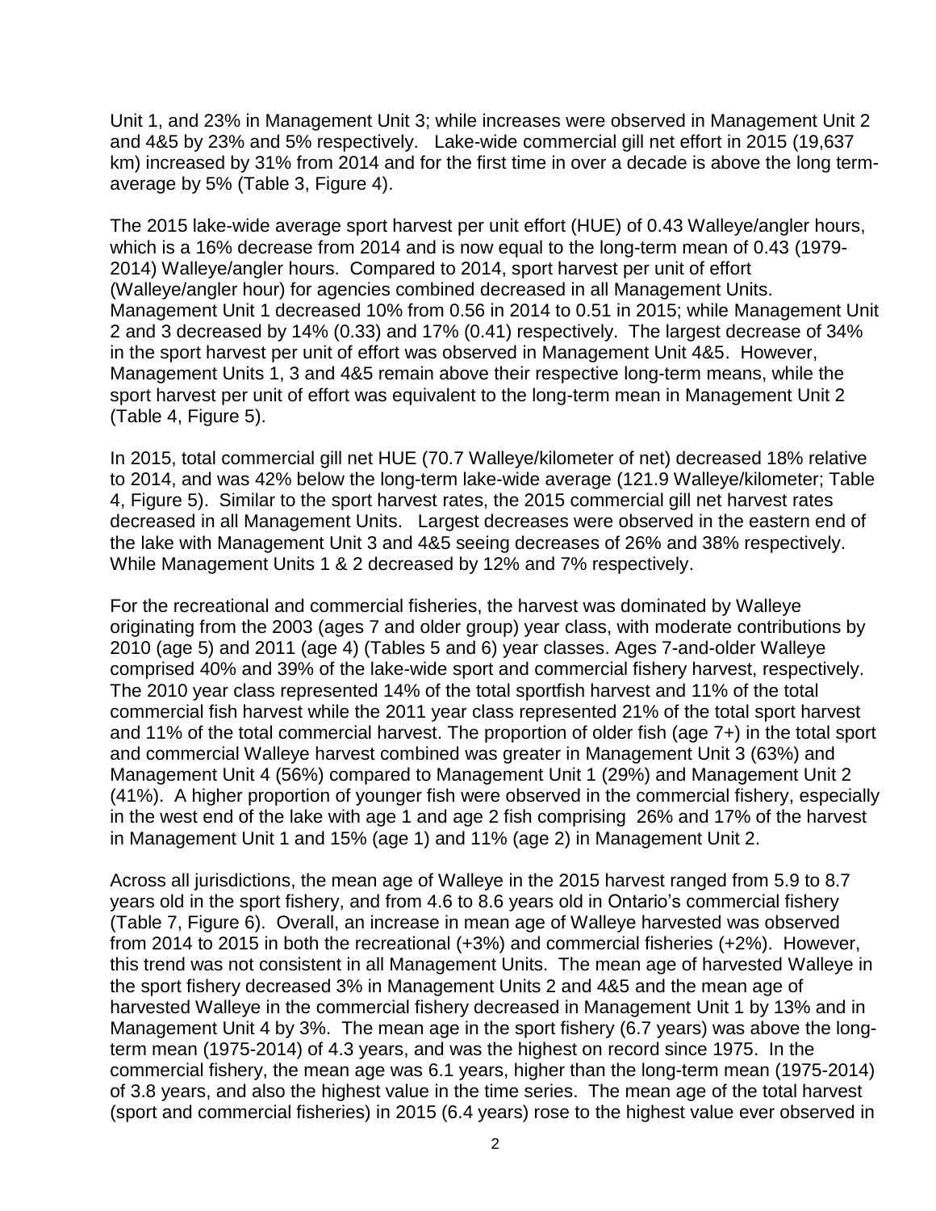Unit 1, and 23% in Management Unit 3; while increases were observed in Management Unit 2 and 4&5 by 23% and 5% respectively. Lake-wide commercial gill net effort in 2015 (19,637 km) increased by 31% from 2014 and for the first time in over a decade is above the long term-average by 5% (Table 3, Figure 4).

The 2015 lake-wide average sport harvest per unit effort (HUE) of 0.43 Walleye/angler hours, which is a 16% decrease from 2014 and is now equal to the long-term mean of 0.43 (1979-2014) Walleye/angler hours. Compared to 2014, sport harvest per unit of effort (Walleye/angler hour) for agencies combined decreased in all Management Units. Management Unit 1 decreased 10% from 0.56 in 2014 to 0.51 in 2015; while Management Unit 2 and 3 decreased by 14% (0.33) and 17% (0.41) respectively. The largest decrease of 34% in the sport harvest per unit of effort was observed in Management Unit 4&5. However, Management Units 1, 3 and 4&5 remain above their respective long-term means, while the sport harvest per unit of effort was equivalent to the long-term mean in Management Unit 2 (Table 4, Figure 5).

In 2015, total commercial gill net HUE (70.7 Walleye/kilometer of net) decreased 18% relative to 2014, and was 42% below the long-term lake-wide average (121.9 Walleye/kilometer; Table 4, Figure 5). Similar to the sport harvest rates, the 2015 commercial gill net harvest rates decreased in all Management Units. Largest decreases were observed in the eastern end of the lake with Management Unit 3 and 4&5 seeing decreases of 26% and 38% respectively. While Management Units 1 & 2 decreased by 12% and 7% respectively.

For the recreational and commercial fisheries, the harvest was dominated by Walleye originating from the 2003 (ages 7 and older group) year class, with moderate contributions by 2010 (age 5) and 2011 (age 4) (Tables 5 and 6) year classes. Ages 7-and-older Walleye comprised 40% and 39% of the lake-wide sport and commercial fishery harvest, respectively. The 2010 year class represented 14% of the total sportfish harvest and 11% of the total commercial fish harvest while the 2011 year class represented 21% of the total sport harvest and 11% of the total commercial harvest. The proportion of older fish (age 7+) in the total sport and commercial Walleye harvest combined was greater in Management Unit 3 (63%) and Management Unit 4 (56%) compared to Management Unit 1 (29%) and Management Unit 2 (41%). A higher proportion of younger fish were observed in the commercial fishery, especially in the west end of the lake with age 1 and age 2 fish comprising 26% and 17% of the harvest in Management Unit 1 and 15% (age 1) and 11% (age 2) in Management Unit 2.

Across all jurisdictions, the mean age of Walleye in the 2015 harvest ranged from 5.9 to 8.7 years old in the sport fishery, and from 4.6 to 8.6 years old in Ontario's commercial fishery (Table 7, Figure 6). Overall, an increase in mean age of Walleye harvested was observed from 2014 to 2015 in both the recreational (+3%) and commercial fisheries (+2%). However, this trend was not consistent in all Management Units. The mean age of harvested Walleye in the sport fishery decreased 3% in Management Units 2 and 4&5 and the mean age of harvested Walleye in the commercial fishery decreased in Management Unit 1 by 13% and in Management Unit 4 by 3%. The mean age in the sport fishery (6.7 years) was above the long-term mean (1975-2014) of 4.3 years, and was the highest on record since 1975. In the commercial fishery, the mean age was 6.1 years, higher than the long-term mean (1975-2014) of 3.8 years, and also the highest value in the time series. The mean age of the total harvest (sport and commercial fisheries) in 2015 (6.4 years) rose to the highest value ever observed in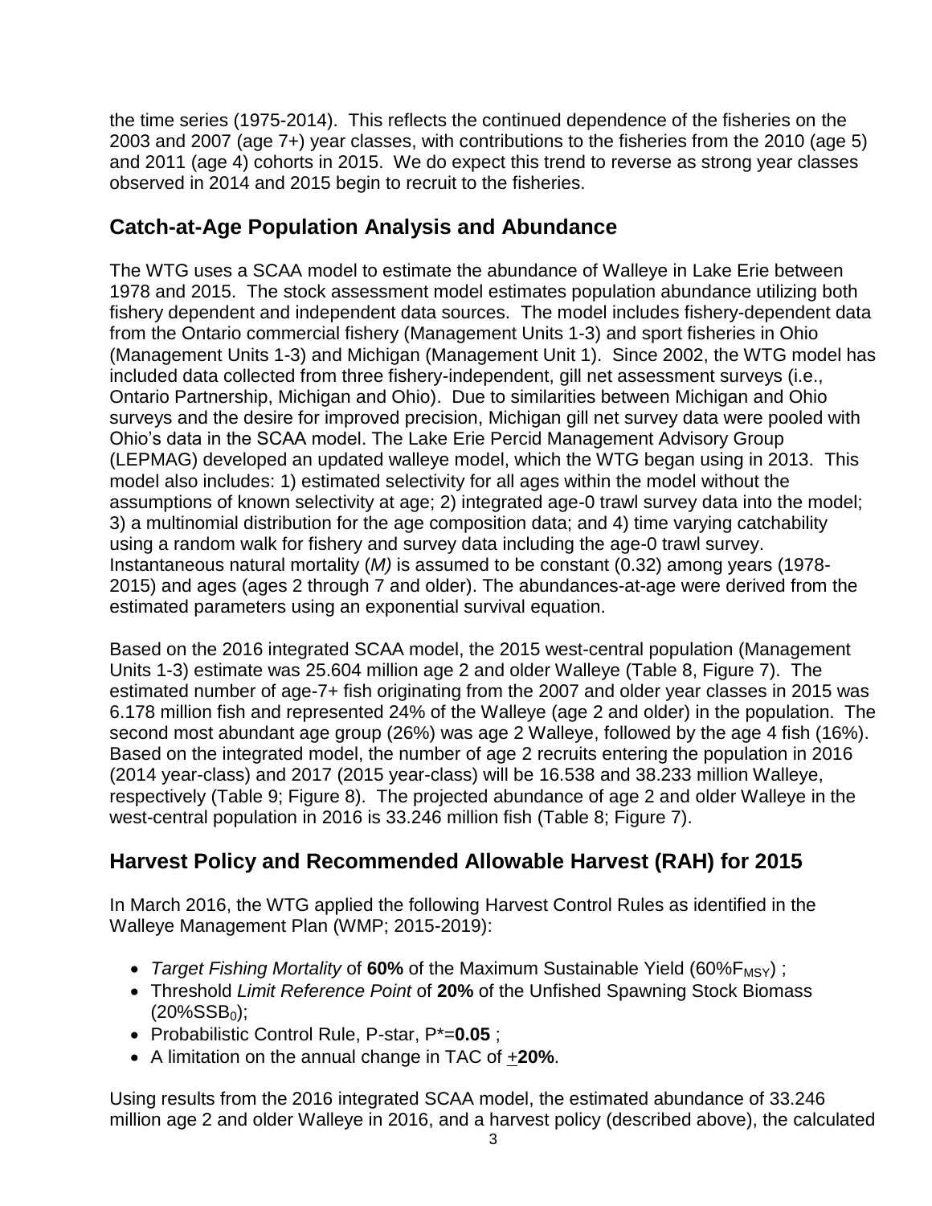the time series (1975-2014). This reflects the continued dependence of the fisheries on the 2003 and 2007 (age 7+) year classes, with contributions to the fisheries from the 2010 (age 5) and 2011 (age 4) cohorts in 2015. We do expect this trend to reverse as strong year classes observed in 2014 and 2015 begin to recruit to the fisheries.

## Catch-at-Age Population Analysis and Abundance

The WTG uses a SCAA model to estimate the abundance of Walleye in Lake Erie between 1978 and 2015. The stock assessment model estimates population abundance utilizing both fishery dependent and independent data sources. The model includes fishery-dependent data from the Ontario commercial fishery (Management Units 1-3) and sport fisheries in Ohio (Management Units 1-3) and Michigan (Management Unit 1). Since 2002, the WTG model has included data collected from three fishery-independent, gill net assessment surveys (i.e., Ontario Partnership, Michigan and Ohio). Due to similarities between Michigan and Ohio surveys and the desire for improved precision, Michigan gill net survey data were pooled with Ohio's data in the SCAA model. The Lake Erie Percid Management Advisory Group (LEPMAG) developed an updated walleye model, which the WTG began using in 2013. This model also includes: 1) estimated selectivity for all ages within the model without the assumptions of known selectivity at age; 2) integrated age-0 trawl survey data into the model; 3) a multinomial distribution for the age composition data; and 4) time varying catchability using a random walk for fishery and survey data including the age-0 trawl survey. Instantaneous natural mortality (*M)* is assumed to be constant (0.32) among years (1978-2015) and ages (ages 2 through 7 and older). The abundances-at-age were derived from the estimated parameters using an exponential survival equation.

Based on the 2016 integrated SCAA model, the 2015 west-central population (Management Units 1-3) estimate was 25.604 million age 2 and older Walleye (Table 8, Figure 7). The estimated number of age-7+ fish originating from the 2007 and older year classes in 2015 was 6.178 million fish and represented 24% of the Walleye (age 2 and older) in the population. The second most abundant age group (26%) was age 2 Walleye, followed by the age 4 fish (16%). Based on the integrated model, the number of age 2 recruits entering the population in 2016 (2014 year-class) and 2017 (2015 year-class) will be 16.538 and 38.233 million Walleye, respectively (Table 9; Figure 8). The projected abundance of age 2 and older Walleye in the west-central population in 2016 is 33.246 million fish (Table 8; Figure 7).

## Harvest Policy and Recommended Allowable Harvest (RAH) for 2015

In March 2016, the WTG applied the following Harvest Control Rules as identified in the Walleye Management Plan (WMP; 2015-2019):

- *Target Fishing Mortality* of **60%** of the Maximum Sustainable Yield (60%$F_{MSY}$) ;
- Threshold *Limit Reference Point* of **20%** of the Unfished Spawning Stock Biomass (20%$SSB_0$);
- Probabilistic Control Rule, P-star, P*=**0.05** ;
- A limitation on the annual change in TAC of $\pm$**20%**.

Using results from the 2016 integrated SCAA model, the estimated abundance of 33.246 million age 2 and older Walleye in 2016, and a harvest policy (described above), the calculated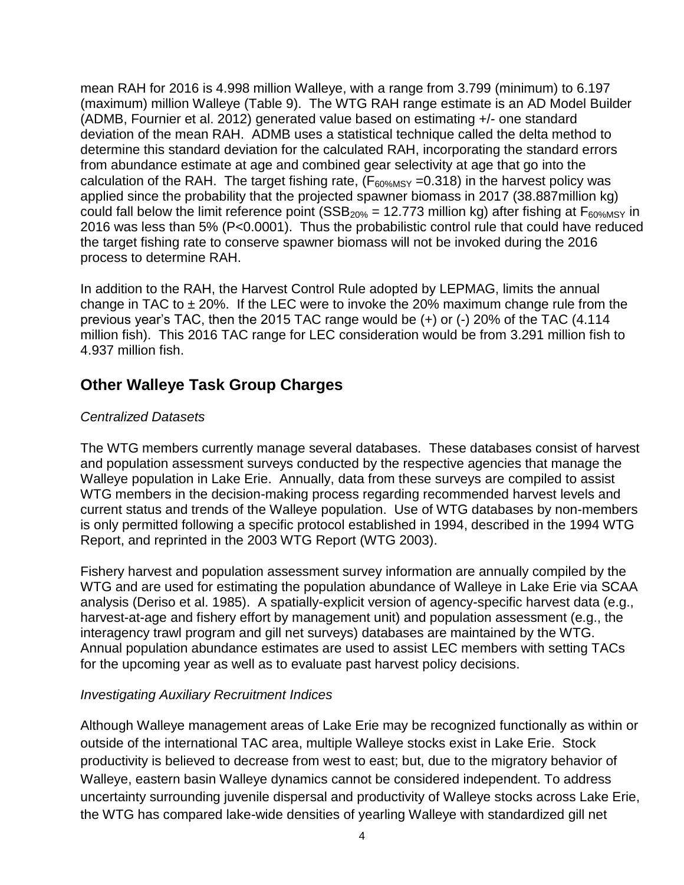mean RAH for 2016 is 4.998 million Walleye, with a range from 3.799 (minimum) to 6.197 (maximum) million Walleye (Table 9). The WTG RAH range estimate is an AD Model Builder (ADMB, Fournier et al. 2012) generated value based on estimating +/- one standard deviation of the mean RAH. ADMB uses a statistical technique called the delta method to determine this standard deviation for the calculated RAH, incorporating the standard errors from abundance estimate at age and combined gear selectivity at age that go into the calculation of the RAH. The target fishing rate, ($F_{60\%MSY}$ =0.318) in the harvest policy was applied since the probability that the projected spawner biomass in 2017 (38.887million kg) could fall below the limit reference point ($SSB_{20\%}$ = 12.773 million kg) after fishing at $F_{60\%MSY}$ in 2016 was less than 5% (P<0.0001). Thus the probabilistic control rule that could have reduced the target fishing rate to conserve spawner biomass will not be invoked during the 2016 process to determine RAH.

In addition to the RAH, the Harvest Control Rule adopted by LEPMAG, limits the annual change in TAC to ± 20%. If the LEC were to invoke the 20% maximum change rule from the previous year's TAC, then the 2015 TAC range would be (+) or (-) 20% of the TAC (4.114 million fish). This 2016 TAC range for LEC consideration would be from 3.291 million fish to 4.937 million fish.

## Other Walleye Task Group Charges

*Centralized Datasets*

The WTG members currently manage several databases. These databases consist of harvest and population assessment surveys conducted by the respective agencies that manage the Walleye population in Lake Erie. Annually, data from these surveys are compiled to assist WTG members in the decision-making process regarding recommended harvest levels and current status and trends of the Walleye population. Use of WTG databases by non-members is only permitted following a specific protocol established in 1994, described in the 1994 WTG Report, and reprinted in the 2003 WTG Report (WTG 2003).

Fishery harvest and population assessment survey information are annually compiled by the WTG and are used for estimating the population abundance of Walleye in Lake Erie via SCAA analysis (Deriso et al. 1985). A spatially-explicit version of agency-specific harvest data (e.g., harvest-at-age and fishery effort by management unit) and population assessment (e.g., the interagency trawl program and gill net surveys) databases are maintained by the WTG. Annual population abundance estimates are used to assist LEC members with setting TACs for the upcoming year as well as to evaluate past harvest policy decisions.

*Investigating Auxiliary Recruitment Indices*

Although Walleye management areas of Lake Erie may be recognized functionally as within or outside of the international TAC area, multiple Walleye stocks exist in Lake Erie. Stock productivity is believed to decrease from west to east; but, due to the migratory behavior of Walleye, eastern basin Walleye dynamics cannot be considered independent. To address uncertainty surrounding juvenile dispersal and productivity of Walleye stocks across Lake Erie, the WTG has compared lake-wide densities of yearling Walleye with standardized gill net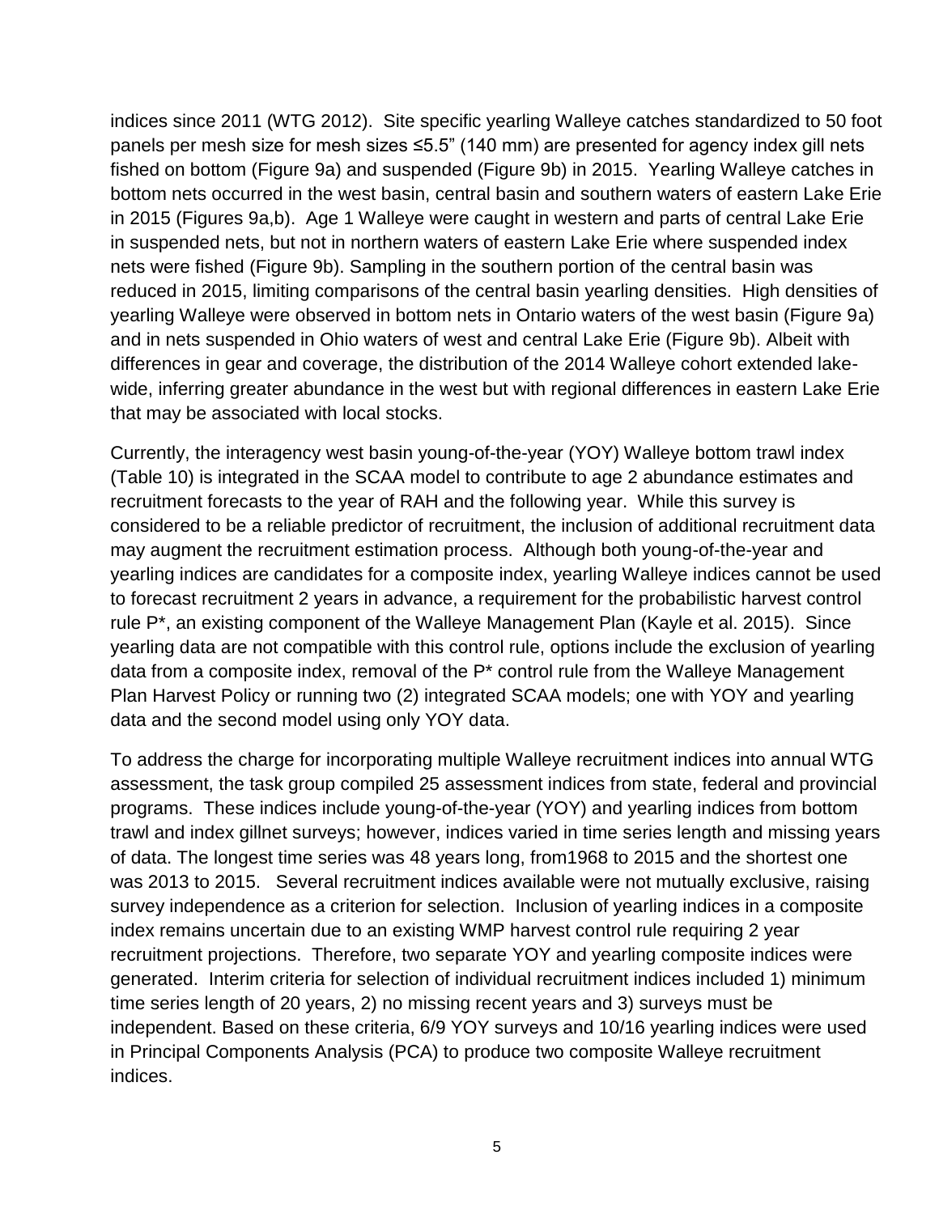indices since 2011 (WTG 2012). Site specific yearling Walleye catches standardized to 50 foot panels per mesh size for mesh sizes ≤5.5" (140 mm) are presented for agency index gill nets fished on bottom (Figure 9a) and suspended (Figure 9b) in 2015. Yearling Walleye catches in bottom nets occurred in the west basin, central basin and southern waters of eastern Lake Erie in 2015 (Figures 9a,b). Age 1 Walleye were caught in western and parts of central Lake Erie in suspended nets, but not in northern waters of eastern Lake Erie where suspended index nets were fished (Figure 9b). Sampling in the southern portion of the central basin was reduced in 2015, limiting comparisons of the central basin yearling densities. High densities of yearling Walleye were observed in bottom nets in Ontario waters of the west basin (Figure 9a) and in nets suspended in Ohio waters of west and central Lake Erie (Figure 9b). Albeit with differences in gear and coverage, the distribution of the 2014 Walleye cohort extended lake-wide, inferring greater abundance in the west but with regional differences in eastern Lake Erie that may be associated with local stocks.

Currently, the interagency west basin young-of-the-year (YOY) Walleye bottom trawl index (Table 10) is integrated in the SCAA model to contribute to age 2 abundance estimates and recruitment forecasts to the year of RAH and the following year. While this survey is considered to be a reliable predictor of recruitment, the inclusion of additional recruitment data may augment the recruitment estimation process. Although both young-of-the-year and yearling indices are candidates for a composite index, yearling Walleye indices cannot be used to forecast recruitment 2 years in advance, a requirement for the probabilistic harvest control rule P*, an existing component of the Walleye Management Plan (Kayle et al. 2015). Since yearling data are not compatible with this control rule, options include the exclusion of yearling data from a composite index, removal of the P* control rule from the Walleye Management Plan Harvest Policy or running two (2) integrated SCAA models; one with YOY and yearling data and the second model using only YOY data.

To address the charge for incorporating multiple Walleye recruitment indices into annual WTG assessment, the task group compiled 25 assessment indices from state, federal and provincial programs. These indices include young-of-the-year (YOY) and yearling indices from bottom trawl and index gillnet surveys; however, indices varied in time series length and missing years of data. The longest time series was 48 years long, from1968 to 2015 and the shortest one was 2013 to 2015. Several recruitment indices available were not mutually exclusive, raising survey independence as a criterion for selection. Inclusion of yearling indices in a composite index remains uncertain due to an existing WMP harvest control rule requiring 2 year recruitment projections. Therefore, two separate YOY and yearling composite indices were generated. Interim criteria for selection of individual recruitment indices included 1) minimum time series length of 20 years, 2) no missing recent years and 3) surveys must be independent. Based on these criteria, 6/9 YOY surveys and 10/16 yearling indices were used in Principal Components Analysis (PCA) to produce two composite Walleye recruitment indices.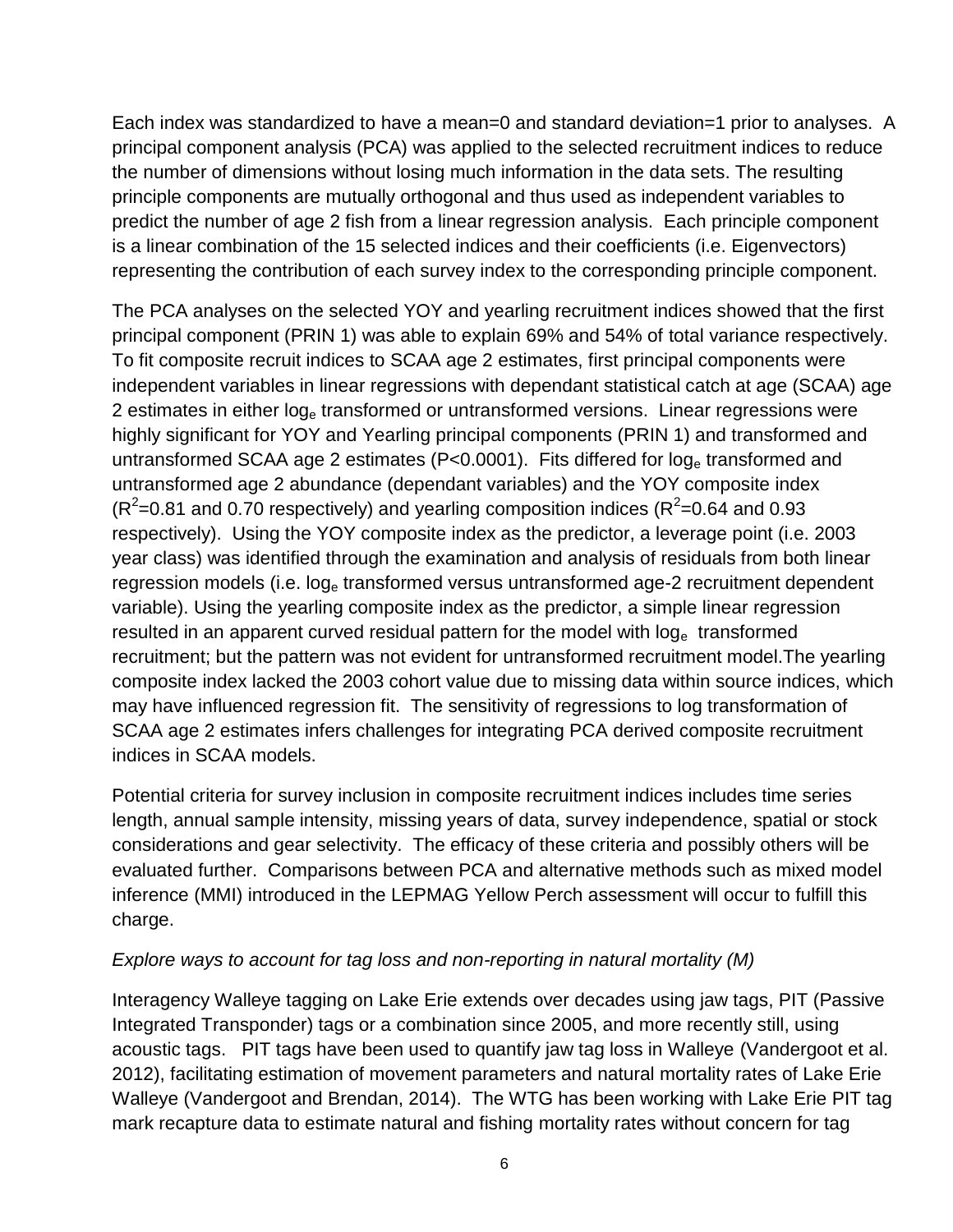Each index was standardized to have a mean=0 and standard deviation=1 prior to analyses. A principal component analysis (PCA) was applied to the selected recruitment indices to reduce the number of dimensions without losing much information in the data sets. The resulting principle components are mutually orthogonal and thus used as independent variables to predict the number of age 2 fish from a linear regression analysis. Each principle component is a linear combination of the 15 selected indices and their coefficients (i.e. Eigenvectors) representing the contribution of each survey index to the corresponding principle component.

The PCA analyses on the selected YOY and yearling recruitment indices showed that the first principal component (PRIN 1) was able to explain 69% and 54% of total variance respectively. To fit composite recruit indices to SCAA age 2 estimates, first principal components were independent variables in linear regressions with dependant statistical catch at age (SCAA) age 2 estimates in either $\log_e$ transformed or untransformed versions. Linear regressions were highly significant for YOY and Yearling principal components (PRIN 1) and transformed and untransformed SCAA age 2 estimates ($P<0.0001$). Fits differed for $\log_e$ transformed and untransformed age 2 abundance (dependant variables) and the YOY composite index ($R^2$=0.81 and 0.70 respectively) and yearling composition indices ($R^2$=0.64 and 0.93 respectively). Using the YOY composite index as the predictor, a leverage point (i.e. 2003 year class) was identified through the examination and analysis of residuals from both linear regression models (i.e. $\log_e$ transformed versus untransformed age-2 recruitment dependent variable). Using the yearling composite index as the predictor, a simple linear regression resulted in an apparent curved residual pattern for the model with $\log_e$ transformed recruitment; but the pattern was not evident for untransformed recruitment model.The yearling composite index lacked the 2003 cohort value due to missing data within source indices, which may have influenced regression fit. The sensitivity of regressions to log transformation of SCAA age 2 estimates infers challenges for integrating PCA derived composite recruitment indices in SCAA models.

Potential criteria for survey inclusion in composite recruitment indices includes time series length, annual sample intensity, missing years of data, survey independence, spatial or stock considerations and gear selectivity. The efficacy of these criteria and possibly others will be evaluated further. Comparisons between PCA and alternative methods such as mixed model inference (MMI) introduced in the LEPMAG Yellow Perch assessment will occur to fulfill this charge.

*Explore ways to account for tag loss and non-reporting in natural mortality (M)*

Interagency Walleye tagging on Lake Erie extends over decades using jaw tags, PIT (Passive Integrated Transponder) tags or a combination since 2005, and more recently still, using acoustic tags. PIT tags have been used to quantify jaw tag loss in Walleye (Vandergoot et al. 2012), facilitating estimation of movement parameters and natural mortality rates of Lake Erie Walleye (Vandergoot and Brendan, 2014). The WTG has been working with Lake Erie PIT tag mark recapture data to estimate natural and fishing mortality rates without concern for tag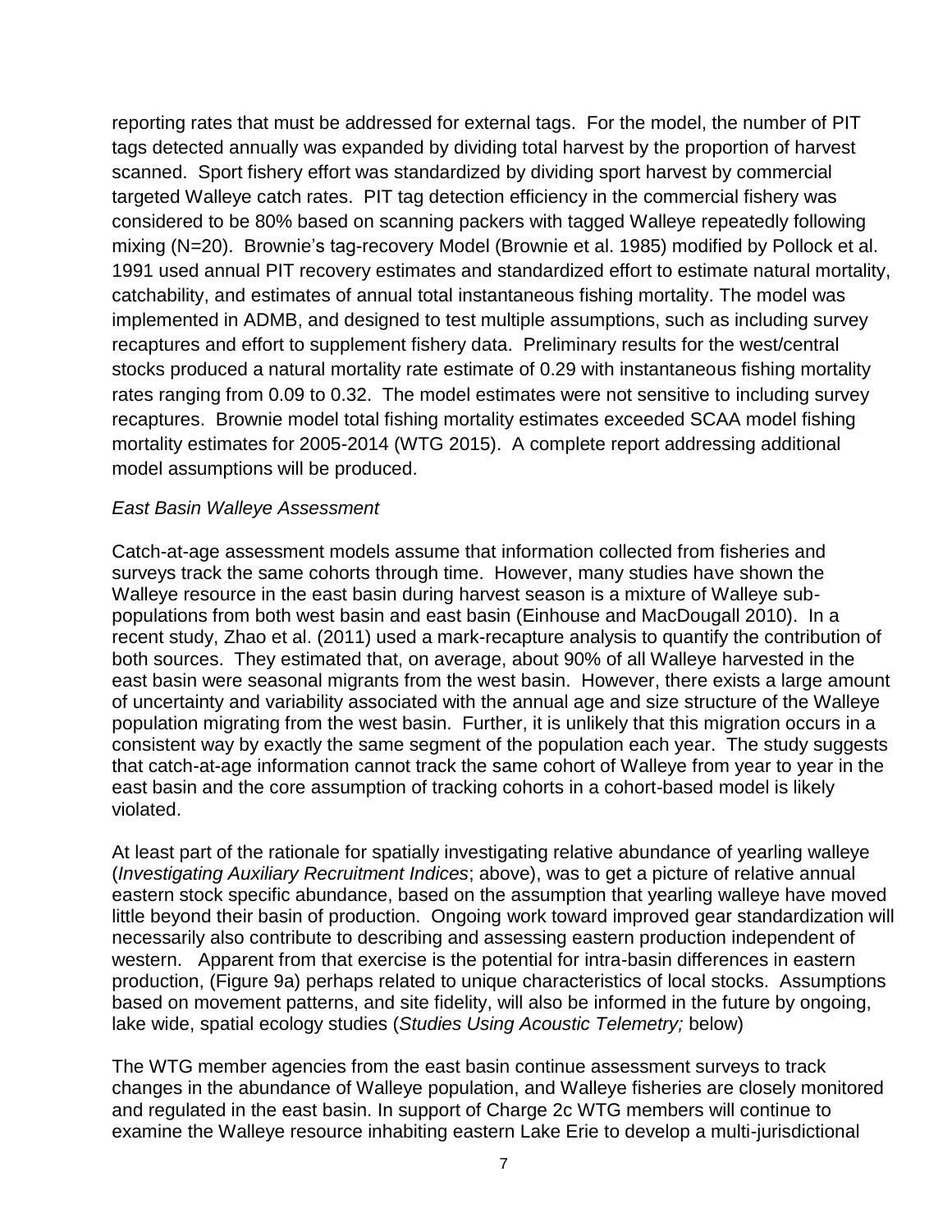reporting rates that must be addressed for external tags. For the model, the number of PIT tags detected annually was expanded by dividing total harvest by the proportion of harvest scanned. Sport fishery effort was standardized by dividing sport harvest by commercial targeted Walleye catch rates. PIT tag detection efficiency in the commercial fishery was considered to be 80% based on scanning packers with tagged Walleye repeatedly following mixing (N=20). Brownie's tag-recovery Model (Brownie et al. 1985) modified by Pollock et al. 1991 used annual PIT recovery estimates and standardized effort to estimate natural mortality, catchability, and estimates of annual total instantaneous fishing mortality. The model was implemented in ADMB, and designed to test multiple assumptions, such as including survey recaptures and effort to supplement fishery data. Preliminary results for the west/central stocks produced a natural mortality rate estimate of 0.29 with instantaneous fishing mortality rates ranging from 0.09 to 0.32. The model estimates were not sensitive to including survey recaptures. Brownie model total fishing mortality estimates exceeded SCAA model fishing mortality estimates for 2005-2014 (WTG 2015). A complete report addressing additional model assumptions will be produced.

*East Basin Walleye Assessment*

Catch-at-age assessment models assume that information collected from fisheries and surveys track the same cohorts through time. However, many studies have shown the Walleye resource in the east basin during harvest season is a mixture of Walleye sub-populations from both west basin and east basin (Einhouse and MacDougall 2010). In a recent study, Zhao et al. (2011) used a mark-recapture analysis to quantify the contribution of both sources. They estimated that, on average, about 90% of all Walleye harvested in the east basin were seasonal migrants from the west basin. However, there exists a large amount of uncertainty and variability associated with the annual age and size structure of the Walleye population migrating from the west basin. Further, it is unlikely that this migration occurs in a consistent way by exactly the same segment of the population each year. The study suggests that catch-at-age information cannot track the same cohort of Walleye from year to year in the east basin and the core assumption of tracking cohorts in a cohort-based model is likely violated.

At least part of the rationale for spatially investigating relative abundance of yearling walleye (*Investigating Auxiliary Recruitment Indices*; above), was to get a picture of relative annual eastern stock specific abundance, based on the assumption that yearling walleye have moved little beyond their basin of production. Ongoing work toward improved gear standardization will necessarily also contribute to describing and assessing eastern production independent of western. Apparent from that exercise is the potential for intra-basin differences in eastern production, (Figure 9a) perhaps related to unique characteristics of local stocks. Assumptions based on movement patterns, and site fidelity, will also be informed in the future by ongoing, lake wide, spatial ecology studies (*Studies Using Acoustic Telemetry;* below)

The WTG member agencies from the east basin continue assessment surveys to track changes in the abundance of Walleye population, and Walleye fisheries are closely monitored and regulated in the east basin. In support of Charge 2c WTG members will continue to examine the Walleye resource inhabiting eastern Lake Erie to develop a multi-jurisdictional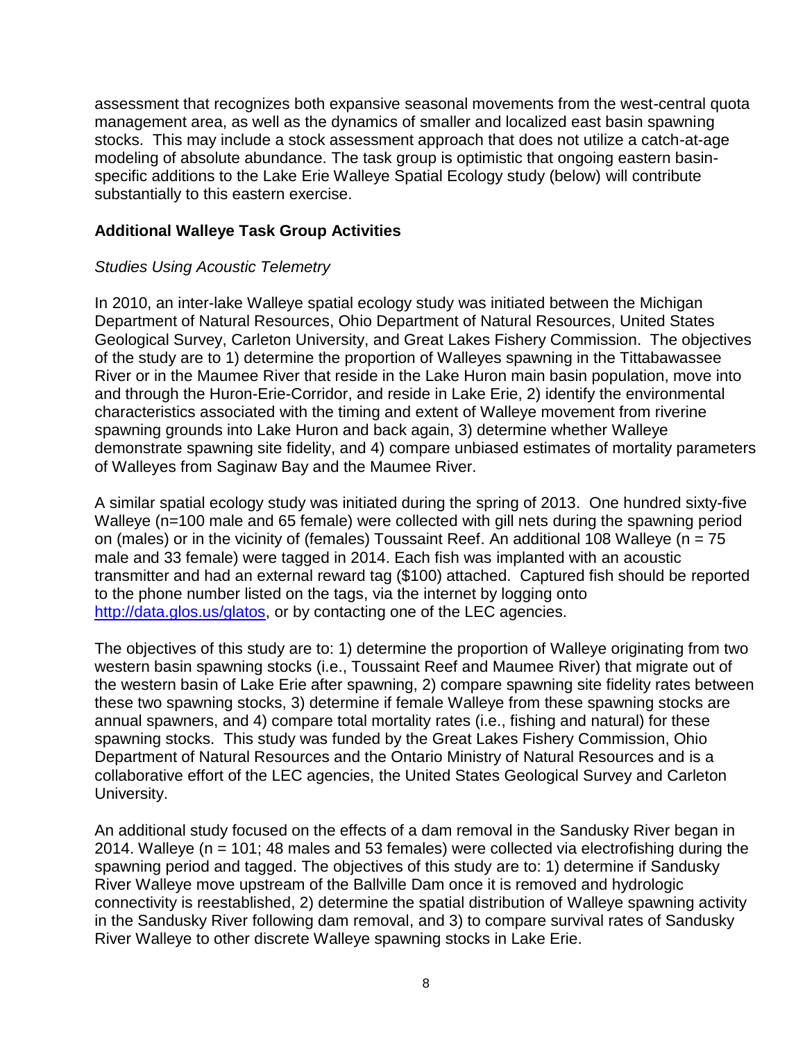assessment that recognizes both expansive seasonal movements from the west-central quota management area, as well as the dynamics of smaller and localized east basin spawning stocks. This may include a stock assessment approach that does not utilize a catch-at-age modeling of absolute abundance. The task group is optimistic that ongoing eastern basin-specific additions to the Lake Erie Walleye Spatial Ecology study (below) will contribute substantially to this eastern exercise.

### Additional Walleye Task Group Activities

*Studies Using Acoustic Telemetry*

In 2010, an inter-lake Walleye spatial ecology study was initiated between the Michigan Department of Natural Resources, Ohio Department of Natural Resources, United States Geological Survey, Carleton University, and Great Lakes Fishery Commission. The objectives of the study are to 1) determine the proportion of Walleyes spawning in the Tittabawassee River or in the Maumee River that reside in the Lake Huron main basin population, move into and through the Huron-Erie-Corridor, and reside in Lake Erie, 2) identify the environmental characteristics associated with the timing and extent of Walleye movement from riverine spawning grounds into Lake Huron and back again, 3) determine whether Walleye demonstrate spawning site fidelity, and 4) compare unbiased estimates of mortality parameters of Walleyes from Saginaw Bay and the Maumee River.

A similar spatial ecology study was initiated during the spring of 2013. One hundred sixty-five Walleye (n=100 male and 65 female) were collected with gill nets during the spawning period on (males) or in the vicinity of (females) Toussaint Reef. An additional 108 Walleye (n = 75 male and 33 female) were tagged in 2014. Each fish was implanted with an acoustic transmitter and had an external reward tag ($100) attached. Captured fish should be reported to the phone number listed on the tags, via the internet by logging onto http://data.glos.us/glatos, or by contacting one of the LEC agencies.

The objectives of this study are to: 1) determine the proportion of Walleye originating from two western basin spawning stocks (i.e., Toussaint Reef and Maumee River) that migrate out of the western basin of Lake Erie after spawning, 2) compare spawning site fidelity rates between these two spawning stocks, 3) determine if female Walleye from these spawning stocks are annual spawners, and 4) compare total mortality rates (i.e., fishing and natural) for these spawning stocks. This study was funded by the Great Lakes Fishery Commission, Ohio Department of Natural Resources and the Ontario Ministry of Natural Resources and is a collaborative effort of the LEC agencies, the United States Geological Survey and Carleton University.

An additional study focused on the effects of a dam removal in the Sandusky River began in 2014. Walleye (n = 101; 48 males and 53 females) were collected via electrofishing during the spawning period and tagged. The objectives of this study are to: 1) determine if Sandusky River Walleye move upstream of the Ballville Dam once it is removed and hydrologic connectivity is reestablished, 2) determine the spatial distribution of Walleye spawning activity in the Sandusky River following dam removal, and 3) to compare survival rates of Sandusky River Walleye to other discrete Walleye spawning stocks in Lake Erie.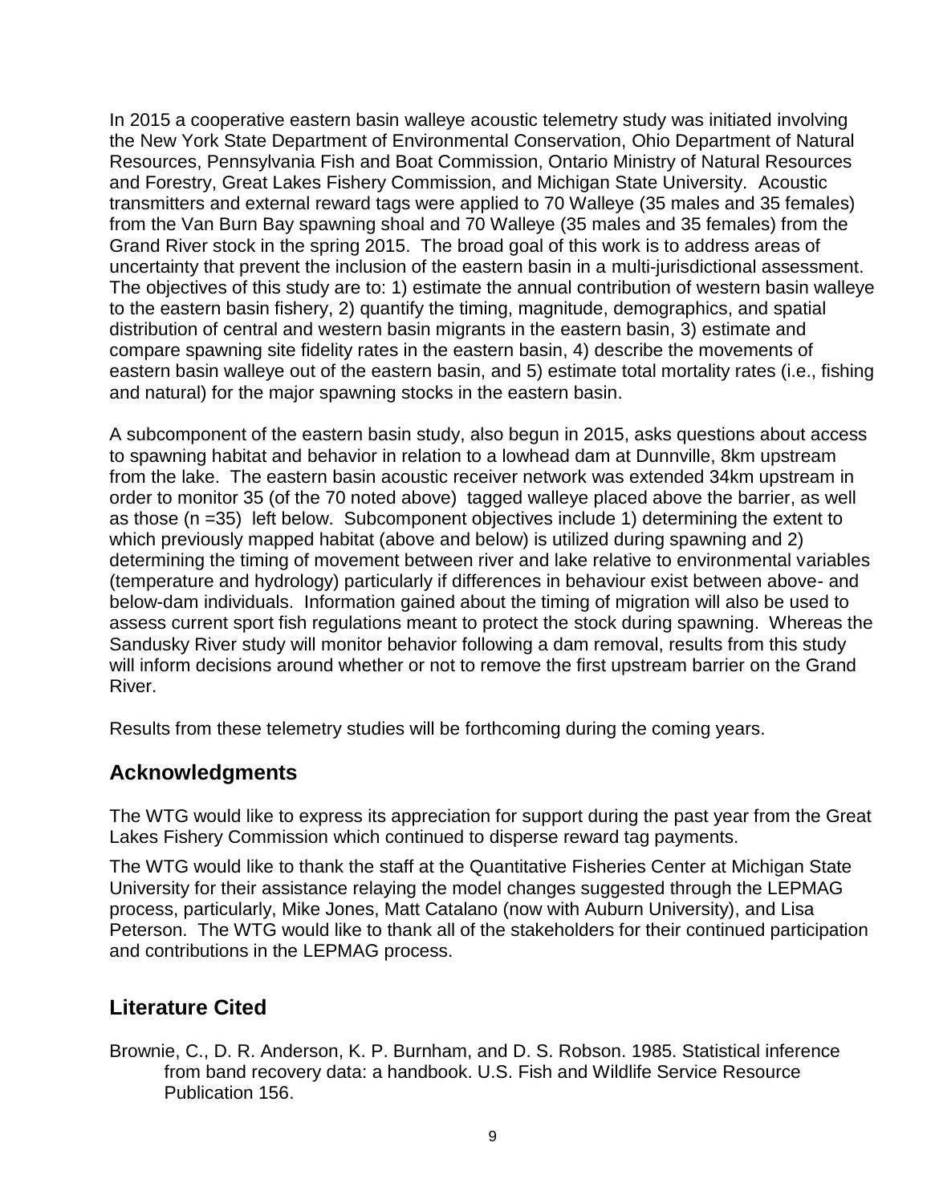In 2015 a cooperative eastern basin walleye acoustic telemetry study was initiated involving the New York State Department of Environmental Conservation, Ohio Department of Natural Resources, Pennsylvania Fish and Boat Commission, Ontario Ministry of Natural Resources and Forestry, Great Lakes Fishery Commission, and Michigan State University. Acoustic transmitters and external reward tags were applied to 70 Walleye (35 males and 35 females) from the Van Burn Bay spawning shoal and 70 Walleye (35 males and 35 females) from the Grand River stock in the spring 2015. The broad goal of this work is to address areas of uncertainty that prevent the inclusion of the eastern basin in a multi-jurisdictional assessment. The objectives of this study are to: 1) estimate the annual contribution of western basin walleye to the eastern basin fishery, 2) quantify the timing, magnitude, demographics, and spatial distribution of central and western basin migrants in the eastern basin, 3) estimate and compare spawning site fidelity rates in the eastern basin, 4) describe the movements of eastern basin walleye out of the eastern basin, and 5) estimate total mortality rates (i.e., fishing and natural) for the major spawning stocks in the eastern basin.

A subcomponent of the eastern basin study, also begun in 2015, asks questions about access to spawning habitat and behavior in relation to a lowhead dam at Dunnville, 8km upstream from the lake. The eastern basin acoustic receiver network was extended 34km upstream in order to monitor 35 (of the 70 noted above) tagged walleye placed above the barrier, as well as those (n =35) left below. Subcomponent objectives include 1) determining the extent to which previously mapped habitat (above and below) is utilized during spawning and 2) determining the timing of movement between river and lake relative to environmental variables (temperature and hydrology) particularly if differences in behaviour exist between above- and below-dam individuals. Information gained about the timing of migration will also be used to assess current sport fish regulations meant to protect the stock during spawning. Whereas the Sandusky River study will monitor behavior following a dam removal, results from this study will inform decisions around whether or not to remove the first upstream barrier on the Grand River.

Results from these telemetry studies will be forthcoming during the coming years.

## Acknowledgments

The WTG would like to express its appreciation for support during the past year from the Great Lakes Fishery Commission which continued to disperse reward tag payments.

The WTG would like to thank the staff at the Quantitative Fisheries Center at Michigan State University for their assistance relaying the model changes suggested through the LEPMAG process, particularly, Mike Jones, Matt Catalano (now with Auburn University), and Lisa Peterson. The WTG would like to thank all of the stakeholders for their continued participation and contributions in the LEPMAG process.

## Literature Cited

Brownie, C., D. R. Anderson, K. P. Burnham, and D. S. Robson. 1985. Statistical inference from band recovery data: a handbook. U.S. Fish and Wildlife Service Resource Publication 156.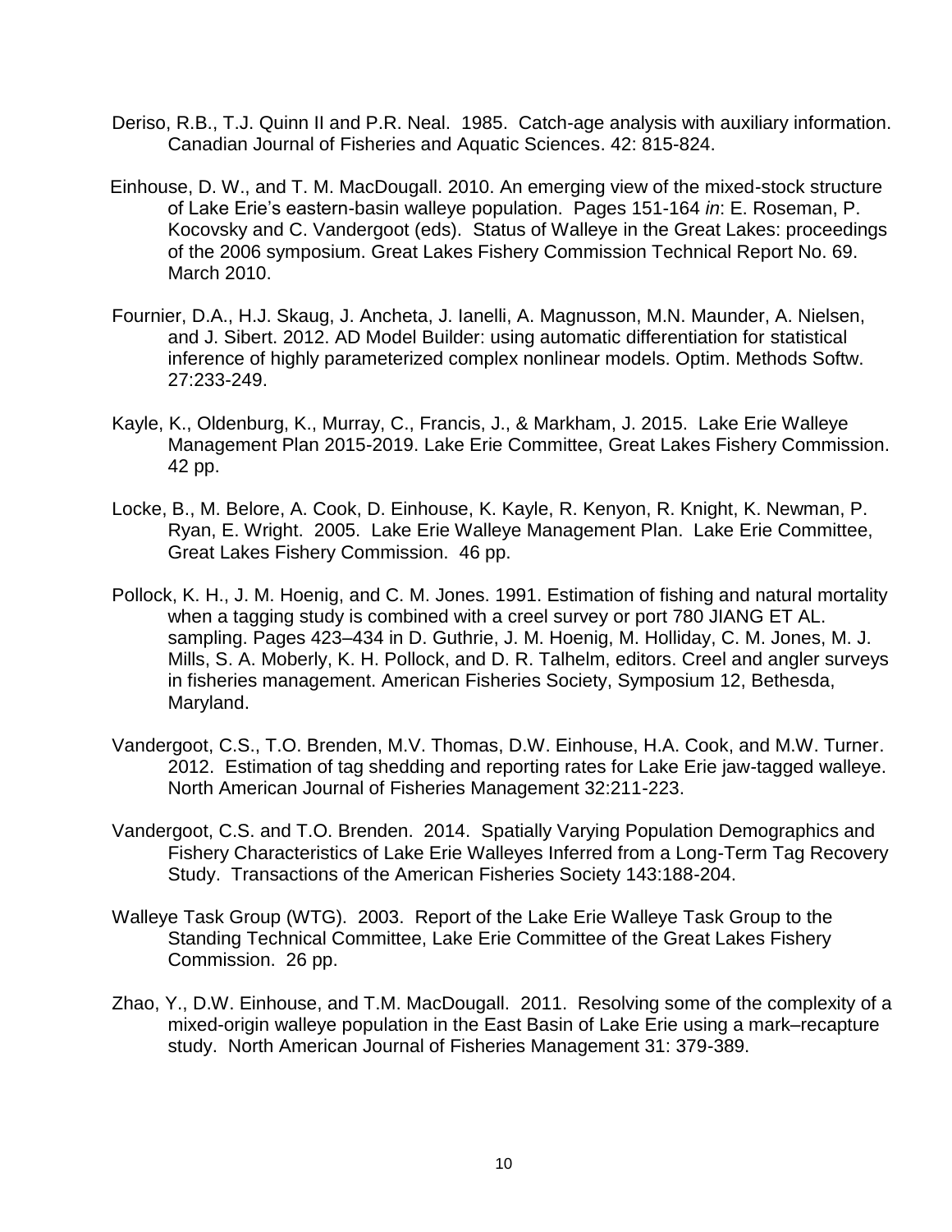Deriso, R.B., T.J. Quinn II and P.R. Neal. 1985. Catch-age analysis with auxiliary information. Canadian Journal of Fisheries and Aquatic Sciences. 42: 815-824.

Einhouse, D. W., and T. M. MacDougall. 2010. An emerging view of the mixed-stock structure of Lake Erie's eastern-basin walleye population. Pages 151-164 *in*: E. Roseman, P. Kocovsky and C. Vandergoot (eds). Status of Walleye in the Great Lakes: proceedings of the 2006 symposium. Great Lakes Fishery Commission Technical Report No. 69. March 2010.

Fournier, D.A., H.J. Skaug, J. Ancheta, J. Ianelli, A. Magnusson, M.N. Maunder, A. Nielsen, and J. Sibert. 2012. AD Model Builder: using automatic differentiation for statistical inference of highly parameterized complex nonlinear models. Optim. Methods Softw. 27:233-249.

Kayle, K., Oldenburg, K., Murray, C., Francis, J., & Markham, J. 2015. Lake Erie Walleye Management Plan 2015-2019. Lake Erie Committee, Great Lakes Fishery Commission. 42 pp.

Locke, B., M. Belore, A. Cook, D. Einhouse, K. Kayle, R. Kenyon, R. Knight, K. Newman, P. Ryan, E. Wright. 2005. Lake Erie Walleye Management Plan. Lake Erie Committee, Great Lakes Fishery Commission. 46 pp.

Pollock, K. H., J. M. Hoenig, and C. M. Jones. 1991. Estimation of fishing and natural mortality when a tagging study is combined with a creel survey or port 780 JIANG ET AL. sampling. Pages 423–434 in D. Guthrie, J. M. Hoenig, M. Holliday, C. M. Jones, M. J. Mills, S. A. Moberly, K. H. Pollock, and D. R. Talhelm, editors. Creel and angler surveys in fisheries management. American Fisheries Society, Symposium 12, Bethesda, Maryland.

Vandergoot, C.S., T.O. Brenden, M.V. Thomas, D.W. Einhouse, H.A. Cook, and M.W. Turner. 2012. Estimation of tag shedding and reporting rates for Lake Erie jaw-tagged walleye. North American Journal of Fisheries Management 32:211-223.

Vandergoot, C.S. and T.O. Brenden. 2014. Spatially Varying Population Demographics and Fishery Characteristics of Lake Erie Walleyes Inferred from a Long-Term Tag Recovery Study. Transactions of the American Fisheries Society 143:188-204.

Walleye Task Group (WTG). 2003. Report of the Lake Erie Walleye Task Group to the Standing Technical Committee, Lake Erie Committee of the Great Lakes Fishery Commission. 26 pp.

Zhao, Y., D.W. Einhouse, and T.M. MacDougall. 2011. Resolving some of the complexity of a mixed-origin walleye population in the East Basin of Lake Erie using a mark–recapture study. North American Journal of Fisheries Management 31: 379-389.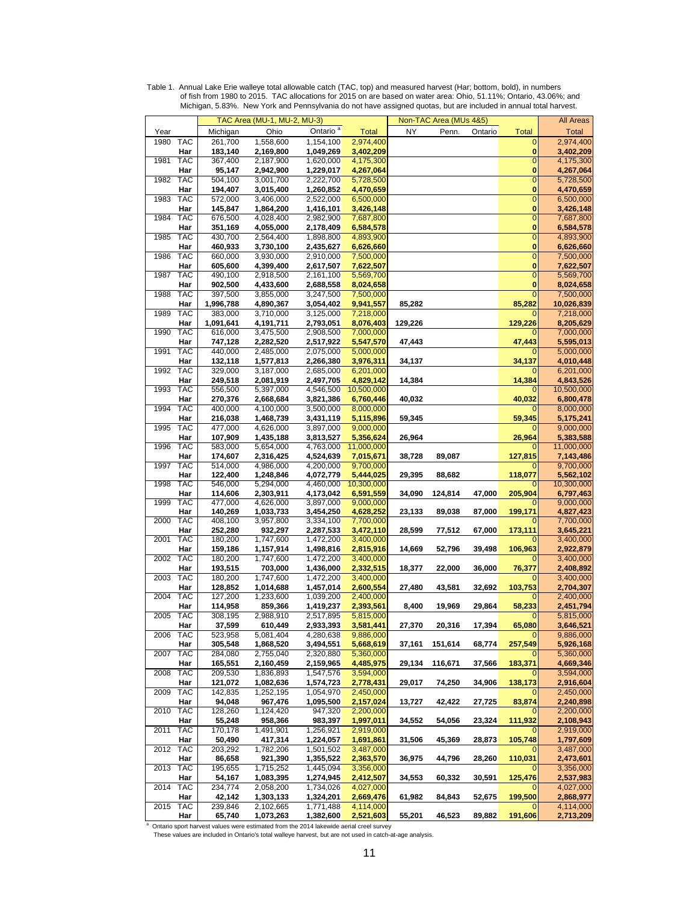Table 1. Annual Lake Erie walleye total allowable catch (TAC, top) and measured harvest (Har; bottom, bold), in numbers of fish from 1980 to 2015. TAC allocations for 2015 on are based on water area: Ohio, 51.11%; Ontario, 43.06%; and Michigan, 5.83%. New York and Pennsylvania do not have assigned quotas, but are included in annual total harvest.

| | | TAC Area (MU-1, MU-2, MU-3) | | | | Non-TAC Area (MUs 4&5) | | | | All Areas |
|---|---|---|---|---|---|---|---|---|---|---|
| Year | | Michigan | Ohio | Ontario [a] | Total | NY | Penn. | Ontario | Total | Total |
| 1980 | TAC | 261,700 | 1,558,600 | 1,154,100 | 2,974,400 | | | | 0 | 2,974,400 |
| | Har | **183,140** | **2,169,800** | **1,049,269** | **3,402,209** | | | | **0** | **3,402,209** |
| 1981 | TAC | 367,400 | 2,187,900 | 1,620,000 | 4,175,300 | | | | 0 | 4,175,300 |
| | Har | **95,147** | **2,942,900** | **1,229,017** | **4,267,064** | | | | **0** | **4,267,064** |
| 1982 | TAC | 504,100 | 3,001,700 | 2,222,700 | 5,728,500 | | | | 0 | 5,728,500 |
| | Har | **194,407** | **3,015,400** | **1,260,852** | **4,470,659** | | | | **0** | **4,470,659** |
| 1983 | TAC | 572,000 | 3,406,000 | 2,522,000 | 6,500,000 | | | | 0 | 6,500,000 |
| | Har | **145,847** | **1,864,200** | **1,416,101** | **3,426,148** | | | | **0** | **3,426,148** |
| 1984 | TAC | 676,500 | 4,028,400 | 2,982,900 | 7,687,800 | | | | 0 | 7,687,800 |
| | Har | **351,169** | **4,055,000** | **2,178,409** | **6,584,578** | | | | **0** | **6,584,578** |
| 1985 | TAC | 430,700 | 2,564,400 | 1,898,800 | 4,893,900 | | | | 0 | 4,893,900 |
| | Har | **460,933** | **3,730,100** | **2,435,627** | **6,626,660** | | | | **0** | **6,626,660** |
| 1986 | TAC | 660,000 | 3,930,000 | 2,910,000 | 7,500,000 | | | | 0 | 7,500,000 |
| | Har | **605,600** | **4,399,400** | **2,617,507** | **7,622,507** | | | | **0** | **7,622,507** |
| 1987 | TAC | 490,100 | 2,918,500 | 2,161,100 | 5,569,700 | | | | 0 | 5,569,700 |
| | Har | **902,500** | **4,433,600** | **2,688,558** | **8,024,658** | | | | **0** | **8,024,658** |
| 1988 | TAC | 397,500 | 3,855,000 | 3,247,500 | 7,500,000 | | | | 0 | 7,500,000 |
| | Har | **1,996,788** | **4,890,367** | **3,054,402** | **9,941,557** | **85,282** | | | **85,282** | **10,026,839** |
| 1989 | TAC | 383,000 | 3,710,000 | 3,125,000 | 7,218,000 | | | | 0 | 7,218,000 |
| | Har | **1,091,641** | **4,191,711** | **2,793,051** | **8,076,403** | **129,226** | | | **129,226** | **8,205,629** |
| 1990 | TAC | 616,000 | 3,475,500 | 2,908,500 | 7,000,000 | | | | 0 | 7,000,000 |
| | Har | **747,128** | **2,282,520** | **2,517,922** | **5,547,570** | **47,443** | | | **47,443** | **5,595,013** |
| 1991 | TAC | 440,000 | 2,485,000 | 2,075,000 | 5,000,000 | | | | 0 | 5,000,000 |
| | Har | **132,118** | **1,577,813** | **2,266,380** | **3,976,311** | **34,137** | | | **34,137** | **4,010,448** |
| 1992 | TAC | 329,000 | 3,187,000 | 2,685,000 | 6,201,000 | | | | 0 | 6,201,000 |
| | Har | **249,518** | **2,081,919** | **2,497,705** | **4,829,142** | **14,384** | | | **14,384** | **4,843,526** |
| 1993 | TAC | 556,500 | 5,397,000 | 4,546,500 | 10,500,000 | | | | 0 | 10,500,000 |
| | Har | **270,376** | **2,668,684** | **3,821,386** | **6,760,446** | **40,032** | | | **40,032** | **6,800,478** |
| 1994 | TAC | 400,000 | 4,100,000 | 3,500,000 | 8,000,000 | | | | 0 | 8,000,000 |
| | Har | **216,038** | **1,468,739** | **3,431,119** | **5,115,896** | **59,345** | | | **59,345** | **5,175,241** |
| 1995 | TAC | 477,000 | 4,626,000 | 3,897,000 | 9,000,000 | | | | 0 | 9,000,000 |
| | Har | **107,909** | **1,435,188** | **3,813,527** | **5,356,624** | **26,964** | | | **26,964** | **5,383,588** |
| 1996 | TAC | 583,000 | 5,654,000 | 4,763,000 | 11,000,000 | | | | 0 | 11,000,000 |
| | Har | **174,607** | **2,316,425** | **4,524,639** | **7,015,671** | **38,728** | **89,087** | | **127,815** | **7,143,486** |
| 1997 | TAC | 514,000 | 4,986,000 | 4,200,000 | 9,700,000 | | | | 0 | 9,700,000 |
| | Har | **122,400** | **1,248,846** | **4,072,779** | **5,444,025** | **29,395** | **88,682** | | **118,077** | **5,562,102** |
| 1998 | TAC | 546,000 | 5,294,000 | 4,460,000 | 10,300,000 | | | | 0 | 10,300,000 |
| | Har | **114,606** | **2,303,911** | **4,173,042** | **6,591,559** | **34,090** | **124,814** | **47,000** | **205,904** | **6,797,463** |
| 1999 | TAC | 477,000 | 4,626,000 | 3,897,000 | 9,000,000 | | | | 0 | 9,000,000 |
| | Har | **140,269** | **1,033,733** | **3,454,250** | **4,628,252** | **23,133** | **89,038** | **87,000** | **199,171** | **4,827,423** |
| 2000 | TAC | 408,100 | 3,957,800 | 3,334,100 | 7,700,000 | | | | 0 | 7,700,000 |
| | Har | **252,280** | **932,297** | **2,287,533** | **3,472,110** | **28,599** | **77,512** | **67,000** | **173,111** | **3,645,221** |
| 2001 | TAC | 180,200 | 1,747,600 | 1,472,200 | 3,400,000 | | | | 0 | 3,400,000 |
| | Har | **159,186** | **1,157,914** | **1,498,816** | **2,815,916** | **14,669** | **52,796** | **39,498** | **106,963** | **2,922,879** |
| 2002 | TAC | 180,200 | 1,747,600 | 1,472,200 | 3,400,000 | | | | 0 | 3,400,000 |
| | Har | **193,515** | **703,000** | **1,436,000** | **2,332,515** | **18,377** | **22,000** | **36,000** | **76,377** | **2,408,892** |
| 2003 | TAC | 180,200 | 1,747,600 | 1,472,200 | 3,400,000 | | | | 0 | 3,400,000 |
| | Har | **128,852** | **1,014,688** | **1,457,014** | **2,600,554** | **27,480** | **43,581** | **32,692** | **103,753** | **2,704,307** |
| 2004 | TAC | 127,200 | 1,233,600 | 1,039,200 | 2,400,000 | | | | 0 | 2,400,000 |
| | Har | **114,958** | **859,366** | **1,419,237** | **2,393,561** | **8,400** | **19,969** | **29,864** | **58,233** | **2,451,794** |
| 2005 | TAC | 308,195 | 2,988,910 | 2,517,895 | 5,815,000 | | | | 0 | 5,815,000 |
| | Har | **37,599** | **610,449** | **2,933,393** | **3,581,441** | **27,370** | **20,316** | **17,394** | **65,080** | **3,646,521** |
| 2006 | TAC | 523,958 | 5,081,404 | 4,280,638 | 9,886,000 | | | | 0 | 9,886,000 |
| | Har | **305,548** | **1,868,520** | **3,494,551** | **5,668,619** | **37,161** | **151,614** | **68,774** | **257,549** | **5,926,168** |
| 2007 | TAC | 284,080 | 2,755,040 | 2,320,880 | 5,360,000 | | | | 0 | 5,360,000 |
| | Har | **165,551** | **2,160,459** | **2,159,965** | **4,485,975** | **29,134** | **116,671** | **37,566** | **183,371** | **4,669,346** |
| 2008 | TAC | 209,530 | 1,836,893 | 1,547,576 | 3,594,000 | | | | 0 | 3,594,000 |
| | Har | **121,072** | **1,082,636** | **1,574,723** | **2,778,431** | **29,017** | **74,250** | **34,906** | **138,173** | **2,916,604** |
| 2009 | TAC | 142,835 | 1,252,195 | 1,054,970 | 2,450,000 | | | | 0 | 2,450,000 |
| | Har | **94,048** | **967,476** | **1,095,500** | **2,157,024** | **13,727** | **42,422** | **27,725** | **83,874** | **2,240,898** |
| 2010 | TAC | 128,260 | 1,124,420 | 947,320 | 2,200,000 | | | | 0 | 2,200,000 |
| | Har | **55,248** | **958,366** | **983,397** | **1,997,011** | **34,552** | **54,056** | **23,324** | **111,932** | **2,108,943** |
| 2011 | TAC | 170,178 | 1,491,901 | 1,256,921 | 2,919,000 | | | | 0 | 2,919,000 |
| | Har | **50,490** | **417,314** | **1,224,057** | **1,691,861** | **31,506** | **45,369** | **28,873** | **105,748** | **1,797,609** |
| 2012 | TAC | 203,292 | 1,782,206 | 1,501,502 | 3,487,000 | | | | 0 | 3,487,000 |
| | Har | **86,658** | **921,390** | **1,355,522** | **2,363,570** | **36,975** | **44,796** | **28,260** | **110,031** | **2,473,601** |
| 2013 | TAC | 195,655 | 1,715,252 | 1,445,094 | 3,356,000 | | | | 0 | 3,356,000 |
| | Har | **54,167** | **1,083,395** | **1,274,945** | **2,412,507** | **34,553** | **60,332** | **30,591** | **125,476** | **2,537,983** |
| 2014 | TAC | 234,774 | 2,058,200 | 1,734,026 | 4,027,000 | | | | 0 | 4,027,000 |
| | Har | **42,142** | **1,303,133** | **1,324,201** | **2,669,476** | **61,982** | **84,843** | **52,675** | **199,500** | **2,868,977** |
| 2015 | TAC | 239,846 | 2,102,665 | 1,771,488 | 4,114,000 | | | | 0 | 4,114,000 |
| | Har | **65,740** | **1,073,263** | **1,382,600** | **2,521,603** | **55,201** | **46,523** | **89,882** | **191,606** | **2,713,209** |

[a] Ontario sport harvest values were estimated from the 2014 lakewide aerial creel survey
These values are included in Ontario's total walleye harvest, but are not used in catch-at-age analysis.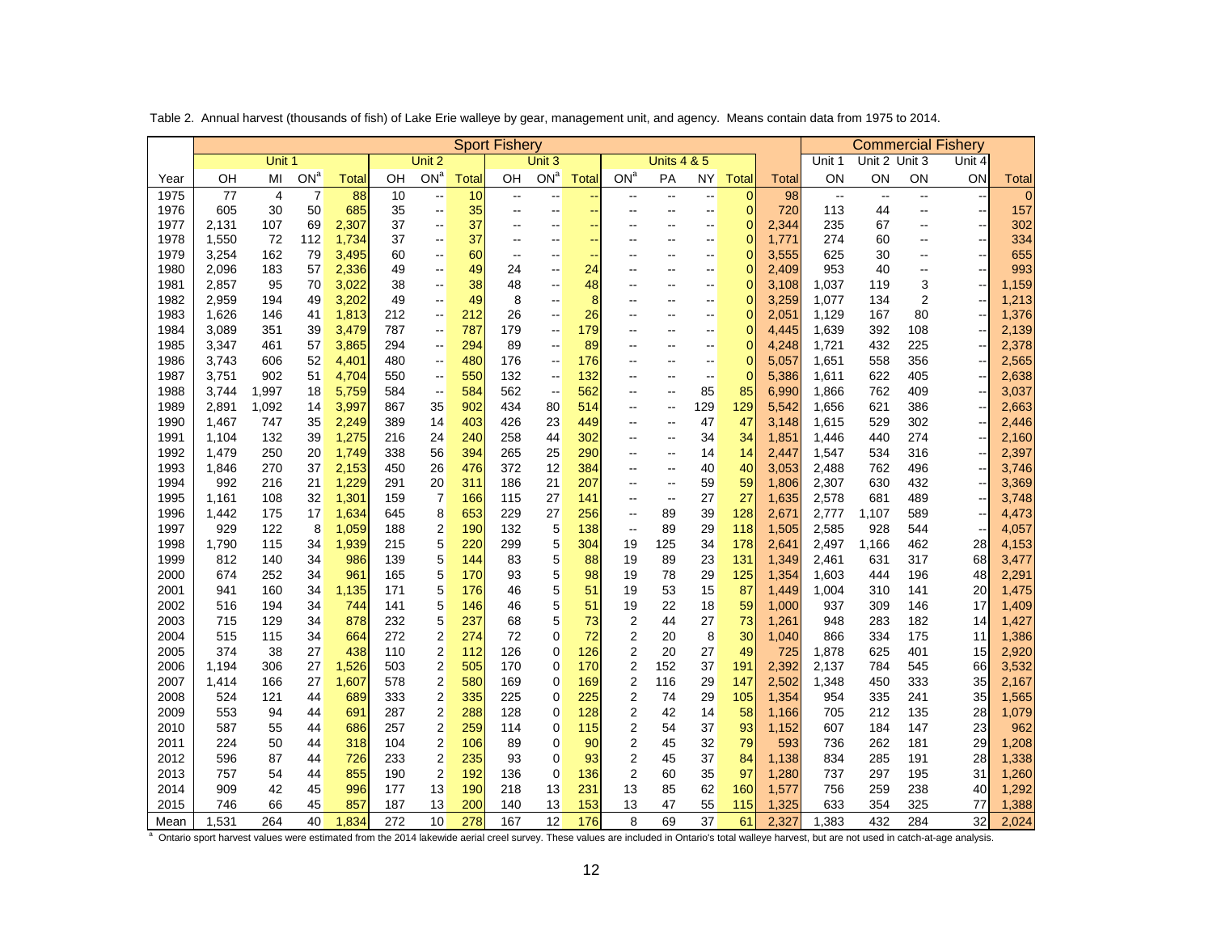Table 2. Annual harvest (thousands of fish) of Lake Erie walleye by gear, management unit, and agency. Means contain data from 1975 to 2014.

| | Sport Fishery | | | | | | | | | | | | | | | | Commercial Fishery | | | | |
|---|---|---|---|---|---|---|---|---|---|---|---|---|---|---|---|---|---|---|---|---|---|
| | Unit 1 | | | | Unit 2 | | | Unit 3 | | | Units 4 & 5 | | | | | Unit 1 | Unit 2 | Unit 3 | Unit 4 | |
| Year | OH | MI | ON[a] | Total | OH | ON[a] | Total | OH | ON[a] | Total | ON[a] | PA | NY | Total | Total | ON | ON | ON | ON | Total |
| 1975 | 77 | 4 | 7 | 88 | 10 | -- | 10 | -- | -- | -- | -- | -- | -- | 0 | 98 | -- | -- | -- | -- | 0 |
| 1976 | 605 | 30 | 50 | 685 | 35 | -- | 35 | -- | -- | -- | -- | -- | -- | 0 | 720 | 113 | 44 | -- | -- | 157 |
| 1977 | 2,131 | 107 | 69 | 2,307 | 37 | -- | 37 | -- | -- | -- | -- | -- | -- | 0 | 2,344 | 235 | 67 | -- | -- | 302 |
| 1978 | 1,550 | 72 | 112 | 1,734 | 37 | -- | 37 | -- | -- | -- | -- | -- | -- | 0 | 1,771 | 274 | 60 | -- | -- | 334 |
| 1979 | 3,254 | 162 | 79 | 3,495 | 60 | -- | 60 | -- | -- | -- | -- | -- | -- | 0 | 3,555 | 625 | 30 | -- | -- | 655 |
| 1980 | 2,096 | 183 | 57 | 2,336 | 49 | -- | 49 | 24 | -- | 24 | -- | -- | -- | 0 | 2,409 | 953 | 40 | -- | -- | 993 |
| 1981 | 2,857 | 95 | 70 | 3,022 | 38 | -- | 38 | 48 | -- | 48 | -- | -- | -- | 0 | 3,108 | 1,037 | 119 | 3 | -- | 1,159 |
| 1982 | 2,959 | 194 | 49 | 3,202 | 49 | -- | 49 | 8 | -- | 8 | -- | -- | -- | 0 | 3,259 | 1,077 | 134 | 2 | -- | 1,213 |
| 1983 | 1,626 | 146 | 41 | 1,813 | 212 | -- | 212 | 26 | -- | 26 | -- | -- | -- | 0 | 2,051 | 1,129 | 167 | 80 | -- | 1,376 |
| 1984 | 3,089 | 351 | 39 | 3,479 | 787 | -- | 787 | 179 | -- | 179 | -- | -- | -- | 0 | 4,445 | 1,639 | 392 | 108 | -- | 2,139 |
| 1985 | 3,347 | 461 | 57 | 3,865 | 294 | -- | 294 | 89 | -- | 89 | -- | -- | -- | 0 | 4,248 | 1,721 | 432 | 225 | -- | 2,378 |
| 1986 | 3,743 | 606 | 52 | 4,401 | 480 | -- | 480 | 176 | -- | 176 | -- | -- | -- | 0 | 5,057 | 1,651 | 558 | 356 | -- | 2,565 |
| 1987 | 3,751 | 902 | 51 | 4,704 | 550 | -- | 550 | 132 | -- | 132 | -- | -- | -- | 0 | 5,386 | 1,611 | 622 | 405 | -- | 2,638 |
| 1988 | 3,744 | 1,997 | 18 | 5,759 | 584 | -- | 584 | 562 | -- | 562 | -- | -- | 85 | 85 | 6,990 | 1,866 | 762 | 409 | -- | 3,037 |
| 1989 | 2,891 | 1,092 | 14 | 3,997 | 867 | 35 | 902 | 434 | 80 | 514 | -- | -- | 129 | 129 | 5,542 | 1,656 | 621 | 386 | -- | 2,663 |
| 1990 | 1,467 | 747 | 35 | 2,249 | 389 | 14 | 403 | 426 | 23 | 449 | -- | -- | 47 | 47 | 3,148 | 1,615 | 529 | 302 | -- | 2,446 |
| 1991 | 1,104 | 132 | 39 | 1,275 | 216 | 24 | 240 | 258 | 44 | 302 | -- | -- | 34 | 34 | 1,851 | 1,446 | 440 | 274 | -- | 2,160 |
| 1992 | 1,479 | 250 | 20 | 1,749 | 338 | 56 | 394 | 265 | 25 | 290 | -- | -- | 14 | 14 | 2,447 | 1,547 | 534 | 316 | -- | 2,397 |
| 1993 | 1,846 | 270 | 37 | 2,153 | 450 | 26 | 476 | 372 | 12 | 384 | -- | -- | 40 | 40 | 3,053 | 2,488 | 762 | 496 | -- | 3,746 |
| 1994 | 992 | 216 | 21 | 1,229 | 291 | 20 | 311 | 186 | 21 | 207 | -- | -- | 59 | 59 | 1,806 | 2,307 | 630 | 432 | -- | 3,369 |
| 1995 | 1,161 | 108 | 32 | 1,301 | 159 | 7 | 166 | 115 | 27 | 141 | -- | -- | 27 | 27 | 1,635 | 2,578 | 681 | 489 | -- | 3,748 |
| 1996 | 1,442 | 175 | 17 | 1,634 | 645 | 8 | 653 | 229 | 27 | 256 | -- | 89 | 39 | 128 | 2,671 | 2,777 | 1,107 | 589 | -- | 4,473 |
| 1997 | 929 | 122 | 8 | 1,059 | 188 | 2 | 190 | 132 | 5 | 138 | -- | 89 | 29 | 118 | 1,505 | 2,585 | 928 | 544 | -- | 4,057 |
| 1998 | 1,790 | 115 | 34 | 1,939 | 215 | 5 | 220 | 299 | 5 | 304 | 19 | 125 | 34 | 178 | 2,641 | 2,497 | 1,166 | 462 | 28 | 4,153 |
| 1999 | 812 | 140 | 34 | 986 | 139 | 5 | 144 | 83 | 5 | 88 | 19 | 89 | 23 | 131 | 1,349 | 2,461 | 631 | 317 | 68 | 3,477 |
| 2000 | 674 | 252 | 34 | 961 | 165 | 5 | 170 | 93 | 5 | 98 | 19 | 78 | 29 | 125 | 1,354 | 1,603 | 444 | 196 | 48 | 2,291 |
| 2001 | 941 | 160 | 34 | 1,135 | 171 | 5 | 176 | 46 | 5 | 51 | 19 | 53 | 15 | 87 | 1,449 | 1,004 | 310 | 141 | 20 | 1,475 |
| 2002 | 516 | 194 | 34 | 744 | 141 | 5 | 146 | 46 | 5 | 51 | 19 | 22 | 18 | 59 | 1,000 | 937 | 309 | 146 | 17 | 1,409 |
| 2003 | 715 | 129 | 34 | 878 | 232 | 5 | 237 | 68 | 5 | 73 | 2 | 44 | 27 | 73 | 1,261 | 948 | 283 | 182 | 14 | 1,427 |
| 2004 | 515 | 115 | 34 | 664 | 272 | 2 | 274 | 72 | 0 | 72 | 2 | 20 | 8 | 30 | 1,040 | 866 | 334 | 175 | 11 | 1,386 |
| 2005 | 374 | 38 | 27 | 438 | 110 | 2 | 112 | 126 | 0 | 126 | 2 | 20 | 27 | 49 | 725 | 1,878 | 625 | 401 | 15 | 2,920 |
| 2006 | 1,194 | 306 | 27 | 1,526 | 503 | 2 | 505 | 170 | 0 | 170 | 2 | 152 | 37 | 191 | 2,392 | 2,137 | 784 | 545 | 66 | 3,532 |
| 2007 | 1,414 | 166 | 27 | 1,607 | 578 | 2 | 580 | 169 | 0 | 169 | 2 | 116 | 29 | 147 | 2,502 | 1,348 | 450 | 333 | 35 | 2,167 |
| 2008 | 524 | 121 | 44 | 689 | 333 | 2 | 335 | 225 | 0 | 225 | 2 | 74 | 29 | 105 | 1,354 | 954 | 335 | 241 | 35 | 1,565 |
| 2009 | 553 | 94 | 44 | 691 | 287 | 2 | 288 | 128 | 0 | 128 | 2 | 42 | 14 | 58 | 1,166 | 705 | 212 | 135 | 28 | 1,079 |
| 2010 | 587 | 55 | 44 | 686 | 257 | 2 | 259 | 114 | 0 | 115 | 2 | 54 | 37 | 93 | 1,152 | 607 | 184 | 147 | 23 | 962 |
| 2011 | 224 | 50 | 44 | 318 | 104 | 2 | 106 | 89 | 0 | 90 | 2 | 45 | 32 | 79 | 593 | 736 | 262 | 181 | 29 | 1,208 |
| 2012 | 596 | 87 | 44 | 726 | 233 | 2 | 235 | 93 | 0 | 93 | 2 | 45 | 37 | 84 | 1,138 | 834 | 285 | 191 | 28 | 1,338 |
| 2013 | 757 | 54 | 44 | 855 | 190 | 2 | 192 | 136 | 0 | 136 | 2 | 60 | 35 | 97 | 1,280 | 737 | 297 | 195 | 31 | 1,260 |
| 2014 | 909 | 42 | 45 | 996 | 177 | 13 | 190 | 218 | 13 | 231 | 13 | 85 | 62 | 160 | 1,577 | 756 | 259 | 238 | 40 | 1,292 |
| 2015 | 746 | 66 | 45 | 857 | 187 | 13 | 200 | 140 | 13 | 153 | 13 | 47 | 55 | 115 | 1,325 | 633 | 354 | 325 | 77 | 1,388 |
| Mean | 1,531 | 264 | 40 | 1,834 | 272 | 10 | 278 | 167 | 12 | 176 | 8 | 69 | 37 | 61 | 2,327 | 1,383 | 432 | 284 | 32 | 2,024 |

[a] Ontario sport harvest values were estimated from the 2014 lakewide aerial creel survey. These values are included in Ontario's total walleye harvest, but are not used in catch-at-age analysis.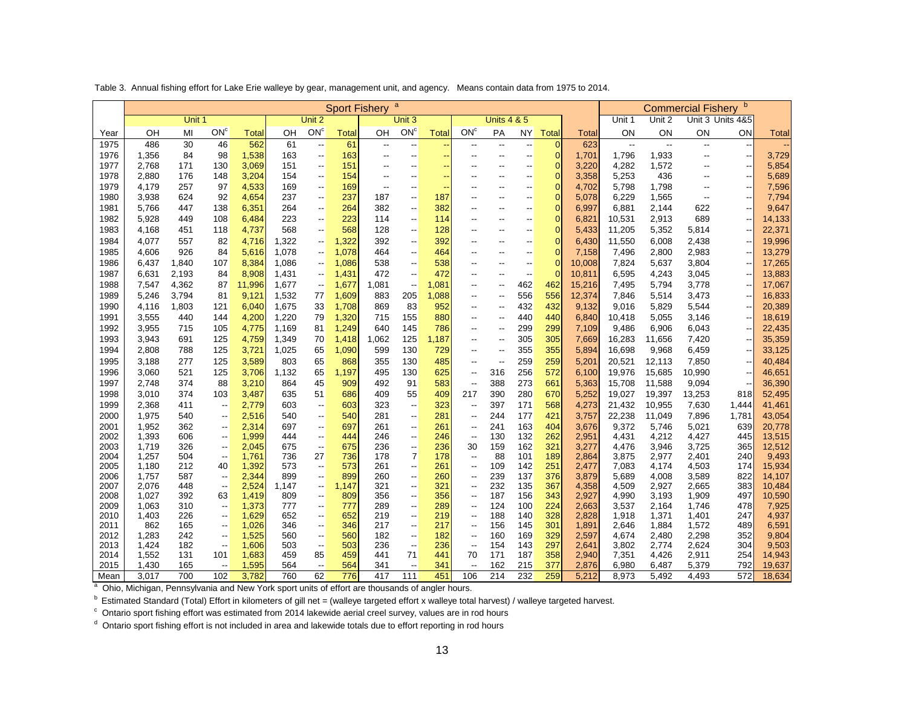Table 3. Annual fishing effort for Lake Erie walleye by gear, management unit, and agency. Means contain data from 1975 to 2014.

| | Sport Fishery [a] | | | | | | | | | | | | | | | | Commercial Fishery [b] | | | | |
|---|---|---|---|---|---|---|---|---|---|---|---|---|---|---|---|---|---|---|---|---|---|
| | Unit 1 | | | | Unit 2 | | | Unit 3 | | | Units 4 & 5 | | | | | | Unit 1 | Unit 2 | Unit 3 | Units 4&5 | |
| Year | OH | MI | ON[c] | Total | OH | ON[c] | Total | OH | ON[c] | Total | ON[c] | PA | NY | Total | Total | | ON | ON | ON | ON | Total |
| 1975 | 486 | 30 | 46 | 562 | 61 | -- | 61 | -- | -- | -- | -- | -- | -- | 0 | 623 | | -- | -- | -- | -- | -- |
| 1976 | 1,356 | 84 | 98 | 1,538 | 163 | -- | 163 | -- | -- | -- | -- | -- | -- | 0 | 1,701 | | 1,796 | 1,933 | -- | -- | 3,729 |
| 1977 | 2,768 | 171 | 130 | 3,069 | 151 | -- | 151 | -- | -- | -- | -- | -- | -- | 0 | 3,220 | | 4,282 | 1,572 | -- | -- | 5,854 |
| 1978 | 2,880 | 176 | 148 | 3,204 | 154 | -- | 154 | -- | -- | -- | -- | -- | -- | 0 | 3,358 | | 5,253 | 436 | -- | -- | 5,689 |
| 1979 | 4,179 | 257 | 97 | 4,533 | 169 | -- | 169 | -- | -- | -- | -- | -- | -- | 0 | 4,702 | | 5,798 | 1,798 | -- | -- | 7,596 |
| 1980 | 3,938 | 624 | 92 | 4,654 | 237 | -- | 237 | 187 | -- | 187 | -- | -- | -- | 0 | 5,078 | | 6,229 | 1,565 | -- | -- | 7,794 |
| 1981 | 5,766 | 447 | 138 | 6,351 | 264 | -- | 264 | 382 | -- | 382 | -- | -- | -- | 0 | 6,997 | | 6,881 | 2,144 | 622 | -- | 9,647 |
| 1982 | 5,928 | 449 | 108 | 6,484 | 223 | -- | 223 | 114 | -- | 114 | -- | -- | -- | 0 | 6,821 | | 10,531 | 2,913 | 689 | -- | 14,133 |
| 1983 | 4,168 | 451 | 118 | 4,737 | 568 | -- | 568 | 128 | -- | 128 | -- | -- | -- | 0 | 5,433 | | 11,205 | 5,352 | 5,814 | -- | 22,371 |
| 1984 | 4,077 | 557 | 82 | 4,716 | 1,322 | -- | 1,322 | 392 | -- | 392 | -- | -- | -- | 0 | 6,430 | | 11,550 | 6,008 | 2,438 | -- | 19,996 |
| 1985 | 4,606 | 926 | 84 | 5,616 | 1,078 | -- | 1,078 | 464 | -- | 464 | -- | -- | -- | 0 | 7,158 | | 7,496 | 2,800 | 2,983 | -- | 13,279 |
| 1986 | 6,437 | 1,840 | 107 | 8,384 | 1,086 | -- | 1,086 | 538 | -- | 538 | -- | -- | -- | 0 | 10,008 | | 7,824 | 5,637 | 3,804 | -- | 17,265 |
| 1987 | 6,631 | 2,193 | 84 | 8,908 | 1,431 | -- | 1,431 | 472 | -- | 472 | -- | -- | -- | 0 | 10,811 | | 6,595 | 4,243 | 3,045 | -- | 13,883 |
| 1988 | 7,547 | 4,362 | 87 | 11,996 | 1,677 | -- | 1,677 | 1,081 | -- | 1,081 | -- | -- | 462 | 462 | 15,216 | | 7,495 | 5,794 | 3,778 | -- | 17,067 |
| 1989 | 5,246 | 3,794 | 81 | 9,121 | 1,532 | 77 | 1,609 | 883 | 205 | 1,088 | -- | -- | 556 | 556 | 12,374 | | 7,846 | 5,514 | 3,473 | -- | 16,833 |
| 1990 | 4,116 | 1,803 | 121 | 6,040 | 1,675 | 33 | 1,708 | 869 | 83 | 952 | -- | -- | 432 | 432 | 9,132 | | 9,016 | 5,829 | 5,544 | -- | 20,389 |
| 1991 | 3,555 | 440 | 144 | 4,200 | 1,220 | 79 | 1,320 | 715 | 155 | 880 | -- | -- | 440 | 440 | 6,840 | | 10,418 | 5,055 | 3,146 | -- | 18,619 |
| 1992 | 3,955 | 715 | 105 | 4,775 | 1,169 | 81 | 1,249 | 640 | 145 | 786 | -- | -- | 299 | 299 | 7,109 | | 9,486 | 6,906 | 6,043 | -- | 22,435 |
| 1993 | 3,943 | 691 | 125 | 4,759 | 1,349 | 70 | 1,418 | 1,062 | 125 | 1,187 | -- | -- | 305 | 305 | 7,669 | | 16,283 | 11,656 | 7,420 | -- | 35,359 |
| 1994 | 2,808 | 788 | 125 | 3,721 | 1,025 | 65 | 1,090 | 599 | 130 | 729 | -- | -- | 355 | 355 | 5,894 | | 16,698 | 9,968 | 6,459 | -- | 33,125 |
| 1995 | 3,188 | 277 | 125 | 3,589 | 803 | 65 | 868 | 355 | 130 | 485 | -- | -- | 259 | 259 | 5,201 | | 20,521 | 12,113 | 7,850 | -- | 40,484 |
| 1996 | 3,060 | 521 | 125 | 3,706 | 1,132 | 65 | 1,197 | 495 | 130 | 625 | -- | 316 | 256 | 572 | 6,100 | | 19,976 | 15,685 | 10,990 | -- | 46,651 |
| 1997 | 2,748 | 374 | 88 | 3,210 | 864 | 45 | 909 | 492 | 91 | 583 | -- | 388 | 273 | 661 | 5,363 | | 15,708 | 11,588 | 9,094 | -- | 36,390 |
| 1998 | 3,010 | 374 | 103 | 3,487 | 635 | 51 | 686 | 409 | 55 | 409 | 217 | 390 | 280 | 670 | 5,252 | | 19,027 | 19,397 | 13,253 | 818 | 52,495 |
| 1999 | 2,368 | 411 | -- | 2,779 | 603 | -- | 603 | 323 | -- | 323 | -- | 397 | 171 | 568 | 4,273 | | 21,432 | 10,955 | 7,630 | 1,444 | 41,461 |
| 2000 | 1,975 | 540 | -- | 2,516 | 540 | -- | 540 | 281 | -- | 281 | -- | 244 | 177 | 421 | 3,757 | | 22,238 | 11,049 | 7,896 | 1,781 | 43,054 |
| 2001 | 1,952 | 362 | -- | 2,314 | 697 | -- | 697 | 261 | -- | 261 | -- | 241 | 163 | 404 | 3,676 | | 9,372 | 5,746 | 5,021 | 639 | 20,778 |
| 2002 | 1,393 | 606 | -- | 1,999 | 444 | -- | 444 | 246 | -- | 246 | -- | 130 | 132 | 262 | 2,951 | | 4,431 | 4,212 | 4,427 | 445 | 13,515 |
| 2003 | 1,719 | 326 | -- | 2,045 | 675 | -- | 675 | 236 | -- | 236 | 30 | 159 | 162 | 321 | 3,277 | | 4,476 | 3,946 | 3,725 | 365 | 12,512 |
| 2004 | 1,257 | 504 | -- | 1,761 | 736 | 27 | 736 | 178 | 7 | 178 | -- | 88 | 101 | 189 | 2,864 | | 3,875 | 2,977 | 2,401 | 240 | 9,493 |
| 2005 | 1,180 | 212 | 40 | 1,392 | 573 | -- | 573 | 261 | -- | 261 | -- | 109 | 142 | 251 | 2,477 | | 7,083 | 4,174 | 4,503 | 174 | 15,934 |
| 2006 | 1,757 | 587 | -- | 2,344 | 899 | -- | 899 | 260 | -- | 260 | -- | 239 | 137 | 376 | 3,879 | | 5,689 | 4,008 | 3,589 | 822 | 14,107 |
| 2007 | 2,076 | 448 | -- | 2,524 | 1,147 | -- | 1,147 | 321 | -- | 321 | -- | 232 | 135 | 367 | 4,358 | | 4,509 | 2,927 | 2,665 | 383 | 10,484 |
| 2008 | 1,027 | 392 | 63 | 1,419 | 809 | -- | 809 | 356 | -- | 356 | -- | 187 | 156 | 343 | 2,927 | | 4,990 | 3,193 | 1,909 | 497 | 10,590 |
| 2009 | 1,063 | 310 | -- | 1,373 | 777 | -- | 777 | 289 | -- | 289 | -- | 124 | 100 | 224 | 2,663 | | 3,537 | 2,164 | 1,746 | 478 | 7,925 |
| 2010 | 1,403 | 226 | -- | 1,629 | 652 | -- | 652 | 219 | -- | 219 | -- | 188 | 140 | 328 | 2,828 | | 1,918 | 1,371 | 1,401 | 247 | 4,937 |
| 2011 | 862 | 165 | -- | 1,026 | 346 | -- | 346 | 217 | -- | 217 | -- | 156 | 145 | 301 | 1,891 | | 2,646 | 1,884 | 1,572 | 489 | 6,591 |
| 2012 | 1,283 | 242 | -- | 1,525 | 560 | -- | 560 | 182 | -- | 182 | -- | 160 | 169 | 329 | 2,597 | | 4,674 | 2,480 | 2,298 | 352 | 9,804 |
| 2013 | 1,424 | 182 | -- | 1,606 | 503 | -- | 503 | 236 | -- | 236 | -- | 154 | 143 | 297 | 2,641 | | 3,802 | 2,774 | 2,624 | 304 | 9,503 |
| 2014 | 1,552 | 131 | 101 | 1,683 | 459 | 85 | 459 | 441 | 71 | 441 | 70 | 171 | 187 | 358 | 2,940 | | 7,351 | 4,426 | 2,911 | 254 | 14,943 |
| 2015 | 1,430 | 165 | -- | 1,595 | 564 | -- | 564 | 341 | -- | 341 | -- | 162 | 215 | 377 | 2,876 | | 6,980 | 6,487 | 5,379 | 792 | 19,637 |
| Mean | 3,017 | 700 | 102 | 3,782 | 760 | 62 | 776 | 417 | 111 | 451 | 106 | 214 | 232 | 259 | 5,212 | | 8,973 | 5,492 | 4,493 | 572 | 18,634 |

[a] Ohio, Michigan, Pennsylvania and New York sport units of effort are thousands of angler hours.

[b] Estimated Standard (Total) Effort in kilometers of gill net = (walleye targeted effort x walleye total harvest) / walleye targeted harvest.

[c] Ontario sport fishing effort was estimated from 2014 lakewide aerial creel survey, values are in rod hours

[d] Ontario sport fishing effort is not included in area and lakewide totals due to effort reporting in rod hours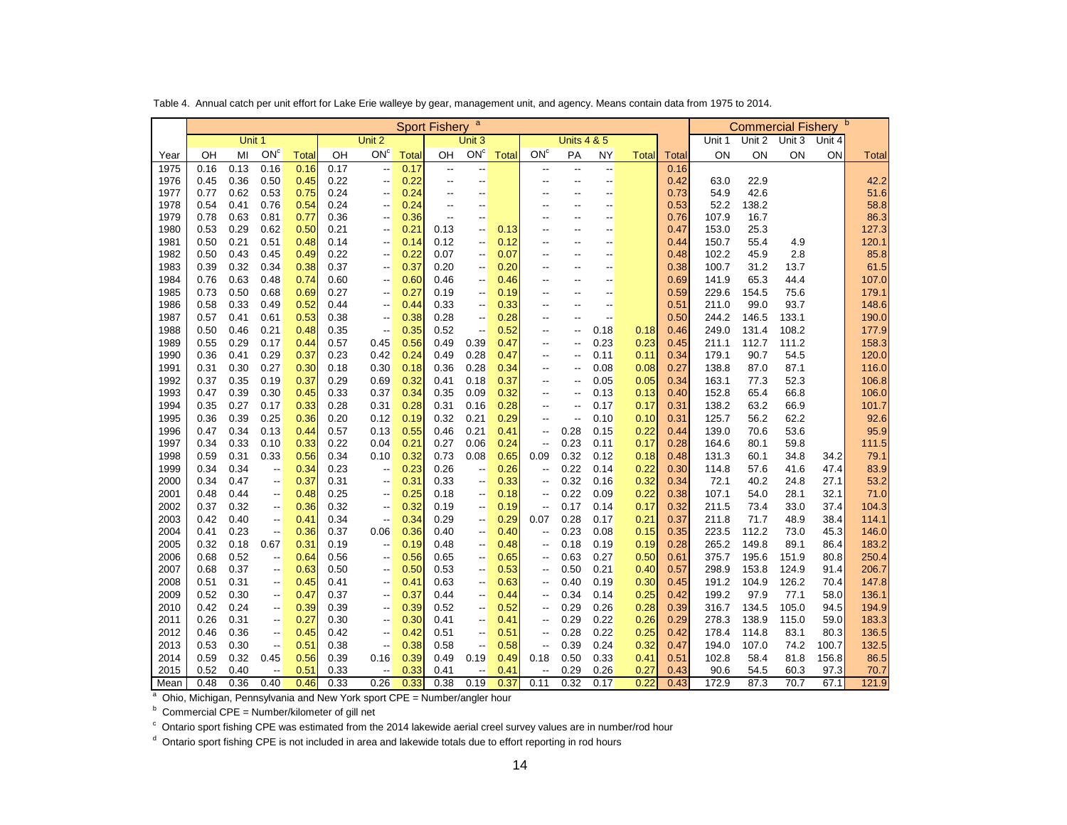Table 4. Annual catch per unit effort for Lake Erie walleye by gear, management unit, and agency. Means contain data from 1975 to 2014.

| | Sport Fishery [a] | | | | | | | | | | | | | | | Commercial Fishery [b] | | | | |
|---|---|---|---|---|---|---|---|---|---|---|---|---|---|---|---|---|---|---|---|---|
| | Unit 1 | | | | Unit 2 | | | Unit 3 | | | Units 4 & 5 | | | | | Unit 1 | Unit 2 | Unit 3 | Unit 4 | |
| Year | OH | MI | ON[c] | Total | OH | ON[c] | Total | OH | ON[c] | Total | ON[c] | PA | NY | Total | Total | ON | ON | ON | ON | Total |
| 1975 | 0.16 | 0.13 | 0.16 | 0.16 | 0.17 | -- | 0.17 | -- | -- | | -- | -- | -- | | 0.16 | | | | | |
| 1976 | 0.45 | 0.36 | 0.50 | 0.45 | 0.22 | -- | 0.22 | -- | -- | | -- | -- | -- | | 0.42 | 63.0 | 22.9 | | | 42.2 |
| 1977 | 0.77 | 0.62 | 0.53 | 0.75 | 0.24 | -- | 0.24 | -- | -- | | -- | -- | -- | | 0.73 | 54.9 | 42.6 | | | 51.6 |
| 1978 | 0.54 | 0.41 | 0.76 | 0.54 | 0.24 | -- | 0.24 | -- | -- | | -- | -- | -- | | 0.53 | 52.2 | 138.2 | | | 58.8 |
| 1979 | 0.78 | 0.63 | 0.81 | 0.77 | 0.36 | -- | 0.36 | -- | -- | | -- | -- | -- | | 0.76 | 107.9 | 16.7 | | | 86.3 |
| 1980 | 0.53 | 0.29 | 0.62 | 0.50 | 0.21 | -- | 0.21 | 0.13 | -- | 0.13 | -- | -- | -- | | 0.47 | 153.0 | 25.3 | | | 127.3 |
| 1981 | 0.50 | 0.21 | 0.51 | 0.48 | 0.14 | -- | 0.14 | 0.12 | -- | 0.12 | -- | -- | -- | | 0.44 | 150.7 | 55.4 | 4.9 | | 120.1 |
| 1982 | 0.50 | 0.43 | 0.45 | 0.49 | 0.22 | -- | 0.22 | 0.07 | -- | 0.07 | -- | -- | -- | | 0.48 | 102.2 | 45.9 | 2.8 | | 85.8 |
| 1983 | 0.39 | 0.32 | 0.34 | 0.38 | 0.37 | -- | 0.37 | 0.20 | -- | 0.20 | -- | -- | -- | | 0.38 | 100.7 | 31.2 | 13.7 | | 61.5 |
| 1984 | 0.76 | 0.63 | 0.48 | 0.74 | 0.60 | -- | 0.60 | 0.46 | -- | 0.46 | -- | -- | -- | | 0.69 | 141.9 | 65.3 | 44.4 | | 107.0 |
| 1985 | 0.73 | 0.50 | 0.68 | 0.69 | 0.27 | -- | 0.27 | 0.19 | -- | 0.19 | -- | -- | -- | | 0.59 | 229.6 | 154.5 | 75.6 | | 179.1 |
| 1986 | 0.58 | 0.33 | 0.49 | 0.52 | 0.44 | -- | 0.44 | 0.33 | -- | 0.33 | -- | -- | -- | | 0.51 | 211.0 | 99.0 | 93.7 | | 148.6 |
| 1987 | 0.57 | 0.41 | 0.61 | 0.53 | 0.38 | -- | 0.38 | 0.28 | -- | 0.28 | -- | -- | -- | | 0.50 | 244.2 | 146.5 | 133.1 | | 190.0 |
| 1988 | 0.50 | 0.46 | 0.21 | 0.48 | 0.35 | -- | 0.35 | 0.52 | -- | 0.52 | -- | -- | 0.18 | 0.18 | 0.46 | 249.0 | 131.4 | 108.2 | | 177.9 |
| 1989 | 0.55 | 0.29 | 0.17 | 0.44 | 0.57 | 0.45 | 0.56 | 0.49 | 0.39 | 0.47 | -- | -- | 0.23 | 0.23 | 0.45 | 211.1 | 112.7 | 111.2 | | 158.3 |
| 1990 | 0.36 | 0.41 | 0.29 | 0.37 | 0.23 | 0.42 | 0.24 | 0.49 | 0.28 | 0.47 | -- | -- | 0.11 | 0.11 | 0.34 | 179.1 | 90.7 | 54.5 | | 120.0 |
| 1991 | 0.31 | 0.30 | 0.27 | 0.30 | 0.18 | 0.30 | 0.18 | 0.36 | 0.28 | 0.34 | -- | -- | 0.08 | 0.08 | 0.27 | 138.8 | 87.0 | 87.1 | | 116.0 |
| 1992 | 0.37 | 0.35 | 0.19 | 0.37 | 0.29 | 0.69 | 0.32 | 0.41 | 0.18 | 0.37 | -- | -- | 0.05 | 0.05 | 0.34 | 163.1 | 77.3 | 52.3 | | 106.8 |
| 1993 | 0.47 | 0.39 | 0.30 | 0.45 | 0.33 | 0.37 | 0.34 | 0.35 | 0.09 | 0.32 | -- | -- | 0.13 | 0.13 | 0.40 | 152.8 | 65.4 | 66.8 | | 106.0 |
| 1994 | 0.35 | 0.27 | 0.17 | 0.33 | 0.28 | 0.31 | 0.28 | 0.31 | 0.16 | 0.28 | -- | -- | 0.17 | 0.17 | 0.31 | 138.2 | 63.2 | 66.9 | | 101.7 |
| 1995 | 0.36 | 0.39 | 0.25 | 0.36 | 0.20 | 0.12 | 0.19 | 0.32 | 0.21 | 0.29 | -- | -- | 0.10 | 0.10 | 0.31 | 125.7 | 56.2 | 62.2 | | 92.6 |
| 1996 | 0.47 | 0.34 | 0.13 | 0.44 | 0.57 | 0.13 | 0.55 | 0.46 | 0.21 | 0.41 | -- | 0.28 | 0.15 | 0.22 | 0.44 | 139.0 | 70.6 | 53.6 | | 95.9 |
| 1997 | 0.34 | 0.33 | 0.10 | 0.33 | 0.22 | 0.04 | 0.21 | 0.27 | 0.06 | 0.24 | -- | 0.23 | 0.11 | 0.17 | 0.28 | 164.6 | 80.1 | 59.8 | | 111.5 |
| 1998 | 0.59 | 0.31 | 0.33 | 0.56 | 0.34 | 0.10 | 0.32 | 0.73 | 0.08 | 0.65 | 0.09 | 0.32 | 0.12 | 0.18 | 0.48 | 131.3 | 60.1 | 34.8 | 34.2 | 79.1 |
| 1999 | 0.34 | 0.34 | -- | 0.34 | 0.23 | -- | 0.23 | 0.26 | -- | 0.26 | -- | 0.22 | 0.14 | 0.22 | 0.30 | 114.8 | 57.6 | 41.6 | 47.4 | 83.9 |
| 2000 | 0.34 | 0.47 | -- | 0.37 | 0.31 | -- | 0.31 | 0.33 | -- | 0.33 | -- | 0.32 | 0.16 | 0.32 | 0.34 | 72.1 | 40.2 | 24.8 | 27.1 | 53.2 |
| 2001 | 0.48 | 0.44 | -- | 0.48 | 0.25 | -- | 0.25 | 0.18 | -- | 0.18 | -- | 0.22 | 0.09 | 0.22 | 0.38 | 107.1 | 54.0 | 28.1 | 32.1 | 71.0 |
| 2002 | 0.37 | 0.32 | -- | 0.36 | 0.32 | -- | 0.32 | 0.19 | -- | 0.19 | -- | 0.17 | 0.14 | 0.17 | 0.32 | 211.5 | 73.4 | 33.0 | 37.4 | 104.3 |
| 2003 | 0.42 | 0.40 | -- | 0.41 | 0.34 | -- | 0.34 | 0.29 | -- | 0.29 | 0.07 | 0.28 | 0.17 | 0.21 | 0.37 | 211.8 | 71.7 | 48.9 | 38.4 | 114.1 |
| 2004 | 0.41 | 0.23 | -- | 0.36 | 0.37 | 0.06 | 0.36 | 0.40 | -- | 0.40 | -- | 0.23 | 0.08 | 0.15 | 0.35 | 223.5 | 112.2 | 73.0 | 45.3 | 146.0 |
| 2005 | 0.32 | 0.18 | 0.67 | 0.31 | 0.19 | -- | 0.19 | 0.48 | -- | 0.48 | -- | 0.18 | 0.19 | 0.19 | 0.28 | 265.2 | 149.8 | 89.1 | 86.4 | 183.2 |
| 2006 | 0.68 | 0.52 | -- | 0.64 | 0.56 | -- | 0.56 | 0.65 | -- | 0.65 | -- | 0.63 | 0.27 | 0.50 | 0.61 | 375.7 | 195.6 | 151.9 | 80.8 | 250.4 |
| 2007 | 0.68 | 0.37 | -- | 0.63 | 0.50 | -- | 0.50 | 0.53 | -- | 0.53 | -- | 0.50 | 0.21 | 0.40 | 0.57 | 298.9 | 153.8 | 124.9 | 91.4 | 206.7 |
| 2008 | 0.51 | 0.31 | -- | 0.45 | 0.41 | -- | 0.41 | 0.63 | -- | 0.63 | -- | 0.40 | 0.19 | 0.30 | 0.45 | 191.2 | 104.9 | 126.2 | 70.4 | 147.8 |
| 2009 | 0.52 | 0.30 | -- | 0.47 | 0.37 | -- | 0.37 | 0.44 | -- | 0.44 | -- | 0.34 | 0.14 | 0.25 | 0.42 | 199.2 | 97.9 | 77.1 | 58.0 | 136.1 |
| 2010 | 0.42 | 0.24 | -- | 0.39 | 0.39 | -- | 0.39 | 0.52 | -- | 0.52 | -- | 0.29 | 0.26 | 0.28 | 0.39 | 316.7 | 134.5 | 105.0 | 94.5 | 194.9 |
| 2011 | 0.26 | 0.31 | -- | 0.27 | 0.30 | -- | 0.30 | 0.41 | -- | 0.41 | -- | 0.29 | 0.22 | 0.26 | 0.29 | 278.3 | 138.9 | 115.0 | 59.0 | 183.3 |
| 2012 | 0.46 | 0.36 | -- | 0.45 | 0.42 | -- | 0.42 | 0.51 | -- | 0.51 | -- | 0.28 | 0.22 | 0.25 | 0.42 | 178.4 | 114.8 | 83.1 | 80.3 | 136.5 |
| 2013 | 0.53 | 0.30 | -- | 0.51 | 0.38 | -- | 0.38 | 0.58 | -- | 0.58 | -- | 0.39 | 0.24 | 0.32 | 0.47 | 194.0 | 107.0 | 74.2 | 100.7 | 132.5 |
| 2014 | 0.59 | 0.32 | 0.45 | 0.56 | 0.39 | 0.16 | 0.39 | 0.49 | 0.19 | 0.49 | 0.18 | 0.50 | 0.33 | 0.41 | 0.51 | 102.8 | 58.4 | 81.8 | 156.8 | 86.5 |
| 2015 | 0.52 | 0.40 | -- | 0.51 | 0.33 | -- | 0.33 | 0.41 | -- | 0.41 | -- | 0.29 | 0.26 | 0.27 | 0.43 | 90.6 | 54.5 | 60.3 | 97.3 | 70.7 |
| Mean | 0.48 | 0.36 | 0.40 | 0.46 | 0.33 | 0.26 | 0.33 | 0.38 | 0.19 | 0.37 | 0.11 | 0.32 | 0.17 | 0.22 | 0.43 | 172.9 | 87.3 | 70.7 | 67.1 | 121.9 |

[a] Ohio, Michigan, Pennsylvania and New York sport CPE = Number/angler hour

[b] Commercial CPE = Number/kilometer of gill net

[c] Ontario sport fishing CPE was estimated from the 2014 lakewide aerial creel survey values are in number/rod hour

[d] Ontario sport fishing CPE is not included in area and lakewide totals due to effort reporting in rod hours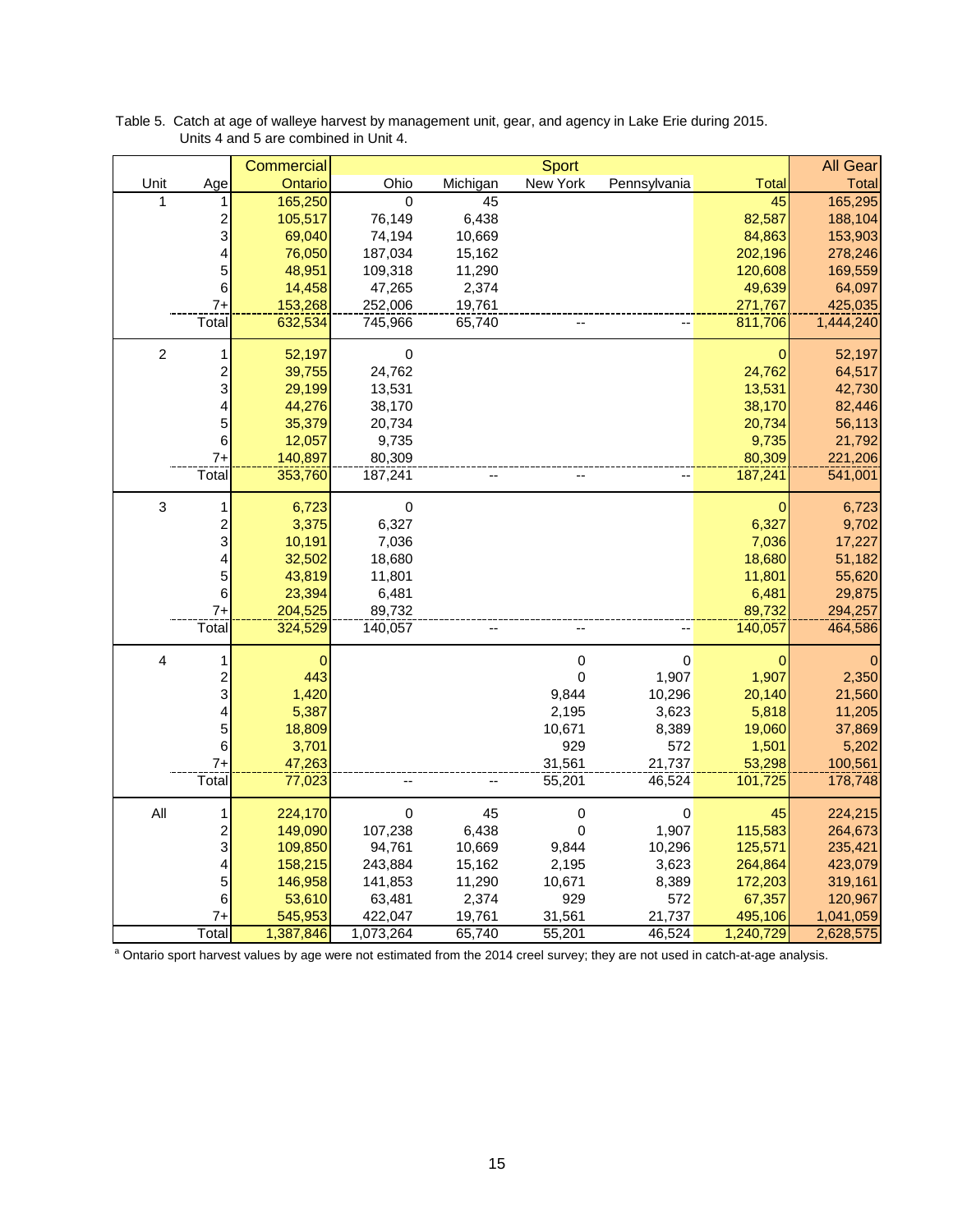Table 5. Catch at age of walleye harvest by management unit, gear, and agency in Lake Erie during 2015. Units 4 and 5 are combined in Unit 4.

| | | Commercial | Sport | | | | | All Gear |
|---|---|---|---|---|---|---|---|---|
| Unit | Age | Ontario | Ohio | Michigan | New York | Pennsylvania | Total | Total |
| 1 | 1 | 165,250 | 0 | 45 | | | 45 | 165,295 |
| | 2 | 105,517 | 76,149 | 6,438 | | | 82,587 | 188,104 |
| | 3 | 69,040 | 74,194 | 10,669 | | | 84,863 | 153,903 |
| | 4 | 76,050 | 187,034 | 15,162 | | | 202,196 | 278,246 |
| | 5 | 48,951 | 109,318 | 11,290 | | | 120,608 | 169,559 |
| | 6 | 14,458 | 47,265 | 2,374 | | | 49,639 | 64,097 |
| | 7+ | 153,268 | 252,006 | 19,761 | | | 271,767 | 425,035 |
| | Total | 632,534 | 745,966 | 65,740 | -- | -- | 811,706 | 1,444,240 |
| 2 | 1 | 52,197 | 0 | | | | 0 | 52,197 |
| | 2 | 39,755 | 24,762 | | | | 24,762 | 64,517 |
| | 3 | 29,199 | 13,531 | | | | 13,531 | 42,730 |
| | 4 | 44,276 | 38,170 | | | | 38,170 | 82,446 |
| | 5 | 35,379 | 20,734 | | | | 20,734 | 56,113 |
| | 6 | 12,057 | 9,735 | | | | 9,735 | 21,792 |
| | 7+ | 140,897 | 80,309 | | | | 80,309 | 221,206 |
| | Total | 353,760 | 187,241 | -- | -- | -- | 187,241 | 541,001 |
| 3 | 1 | 6,723 | 0 | | | | 0 | 6,723 |
| | 2 | 3,375 | 6,327 | | | | 6,327 | 9,702 |
| | 3 | 10,191 | 7,036 | | | | 7,036 | 17,227 |
| | 4 | 32,502 | 18,680 | | | | 18,680 | 51,182 |
| | 5 | 43,819 | 11,801 | | | | 11,801 | 55,620 |
| | 6 | 23,394 | 6,481 | | | | 6,481 | 29,875 |
| | 7+ | 204,525 | 89,732 | | | | 89,732 | 294,257 |
| | Total | 324,529 | 140,057 | -- | -- | -- | 140,057 | 464,586 |
| 4 | 1 | 0 | | | 0 | 0 | 0 | 0 |
| | 2 | 443 | | | 0 | 1,907 | 1,907 | 2,350 |
| | 3 | 1,420 | | | 9,844 | 10,296 | 20,140 | 21,560 |
| | 4 | 5,387 | | | 2,195 | 3,623 | 5,818 | 11,205 |
| | 5 | 18,809 | | | 10,671 | 8,389 | 19,060 | 37,869 |
| | 6 | 3,701 | | | 929 | 572 | 1,501 | 5,202 |
| | 7+ | 47,263 | | | 31,561 | 21,737 | 53,298 | 100,561 |
| | Total | 77,023 | -- | -- | 55,201 | 46,524 | 101,725 | 178,748 |
| All | 1 | 224,170 | 0 | 45 | 0 | 0 | 45 | 224,215 |
| | 2 | 149,090 | 107,238 | 6,438 | 0 | 1,907 | 115,583 | 264,673 |
| | 3 | 109,850 | 94,761 | 10,669 | 9,844 | 10,296 | 125,571 | 235,421 |
| | 4 | 158,215 | 243,884 | 15,162 | 2,195 | 3,623 | 264,864 | 423,079 |
| | 5 | 146,958 | 141,853 | 11,290 | 10,671 | 8,389 | 172,203 | 319,161 |
| | 6 | 53,610 | 63,481 | 2,374 | 929 | 572 | 67,357 | 120,967 |
| | 7+ | 545,953 | 422,047 | 19,761 | 31,561 | 21,737 | 495,106 | 1,041,059 |
| | Total | 1,387,846 | 1,073,264 | 65,740 | 55,201 | 46,524 | 1,240,729 | 2,628,575 |

[a] Ontario sport harvest values by age were not estimated from the 2014 creel survey; they are not used in catch-at-age analysis.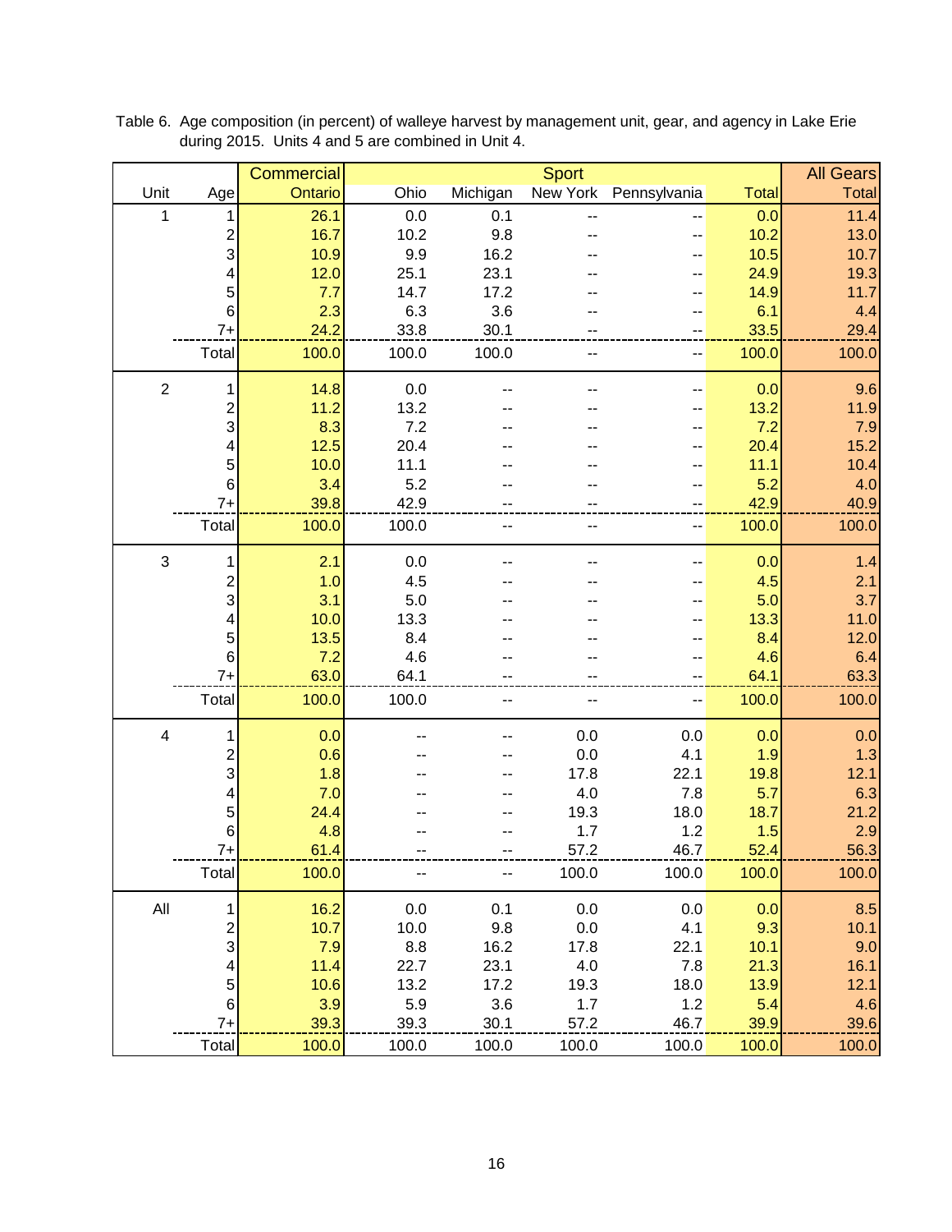Table 6. Age composition (in percent) of walleye harvest by management unit, gear, and agency in Lake Erie during 2015. Units 4 and 5 are combined in Unit 4.

| | | Commercial | Sport | | | | | All Gears |
|---|---|---|---|---|---|---|---|---|
| Unit | Age | Ontario | Ohio | Michigan | New York | Pennsylvania | Total | Total |
| 1 | 1 | 26.1 | 0.0 | 0.1 | -- | -- | 0.0 | 11.4 |
| | 2 | 16.7 | 10.2 | 9.8 | -- | -- | 10.2 | 13.0 |
| | 3 | 10.9 | 9.9 | 16.2 | -- | -- | 10.5 | 10.7 |
| | 4 | 12.0 | 25.1 | 23.1 | -- | -- | 24.9 | 19.3 |
| | 5 | 7.7 | 14.7 | 17.2 | -- | -- | 14.9 | 11.7 |
| | 6 | 2.3 | 6.3 | 3.6 | -- | -- | 6.1 | 4.4 |
| | 7+ | 24.2 | 33.8 | 30.1 | -- | -- | 33.5 | 29.4 |
| | Total | 100.0 | 100.0 | 100.0 | -- | -- | 100.0 | 100.0 |
| 2 | 1 | 14.8 | 0.0 | -- | -- | -- | 0.0 | 9.6 |
| | 2 | 11.2 | 13.2 | -- | -- | -- | 13.2 | 11.9 |
| | 3 | 8.3 | 7.2 | -- | -- | -- | 7.2 | 7.9 |
| | 4 | 12.5 | 20.4 | -- | -- | -- | 20.4 | 15.2 |
| | 5 | 10.0 | 11.1 | -- | -- | -- | 11.1 | 10.4 |
| | 6 | 3.4 | 5.2 | -- | -- | -- | 5.2 | 4.0 |
| | 7+ | 39.8 | 42.9 | -- | -- | -- | 42.9 | 40.9 |
| | Total | 100.0 | 100.0 | -- | -- | -- | 100.0 | 100.0 |
| 3 | 1 | 2.1 | 0.0 | -- | -- | -- | 0.0 | 1.4 |
| | 2 | 1.0 | 4.5 | -- | -- | -- | 4.5 | 2.1 |
| | 3 | 3.1 | 5.0 | -- | -- | -- | 5.0 | 3.7 |
| | 4 | 10.0 | 13.3 | -- | -- | -- | 13.3 | 11.0 |
| | 5 | 13.5 | 8.4 | -- | -- | -- | 8.4 | 12.0 |
| | 6 | 7.2 | 4.6 | -- | -- | -- | 4.6 | 6.4 |
| | 7+ | 63.0 | 64.1 | -- | -- | -- | 64.1 | 63.3 |
| | Total | 100.0 | 100.0 | -- | -- | -- | 100.0 | 100.0 |
| 4 | 1 | 0.0 | -- | -- | 0.0 | 0.0 | 0.0 | 0.0 |
| | 2 | 0.6 | -- | -- | 0.0 | 4.1 | 1.9 | 1.3 |
| | 3 | 1.8 | -- | -- | 17.8 | 22.1 | 19.8 | 12.1 |
| | 4 | 7.0 | -- | -- | 4.0 | 7.8 | 5.7 | 6.3 |
| | 5 | 24.4 | -- | -- | 19.3 | 18.0 | 18.7 | 21.2 |
| | 6 | 4.8 | -- | -- | 1.7 | 1.2 | 1.5 | 2.9 |
| | 7+ | 61.4 | -- | -- | 57.2 | 46.7 | 52.4 | 56.3 |
| | Total | 100.0 | -- | -- | 100.0 | 100.0 | 100.0 | 100.0 |
| All | 1 | 16.2 | 0.0 | 0.1 | 0.0 | 0.0 | 0.0 | 8.5 |
| | 2 | 10.7 | 10.0 | 9.8 | 0.0 | 4.1 | 9.3 | 10.1 |
| | 3 | 7.9 | 8.8 | 16.2 | 17.8 | 22.1 | 10.1 | 9.0 |
| | 4 | 11.4 | 22.7 | 23.1 | 4.0 | 7.8 | 21.3 | 16.1 |
| | 5 | 10.6 | 13.2 | 17.2 | 19.3 | 18.0 | 13.9 | 12.1 |
| | 6 | 3.9 | 5.9 | 3.6 | 1.7 | 1.2 | 5.4 | 4.6 |
| | 7+ | 39.3 | 39.3 | 30.1 | 57.2 | 46.7 | 39.9 | 39.6 |
| | Total | 100.0 | 100.0 | 100.0 | 100.0 | 100.0 | 100.0 | 100.0 |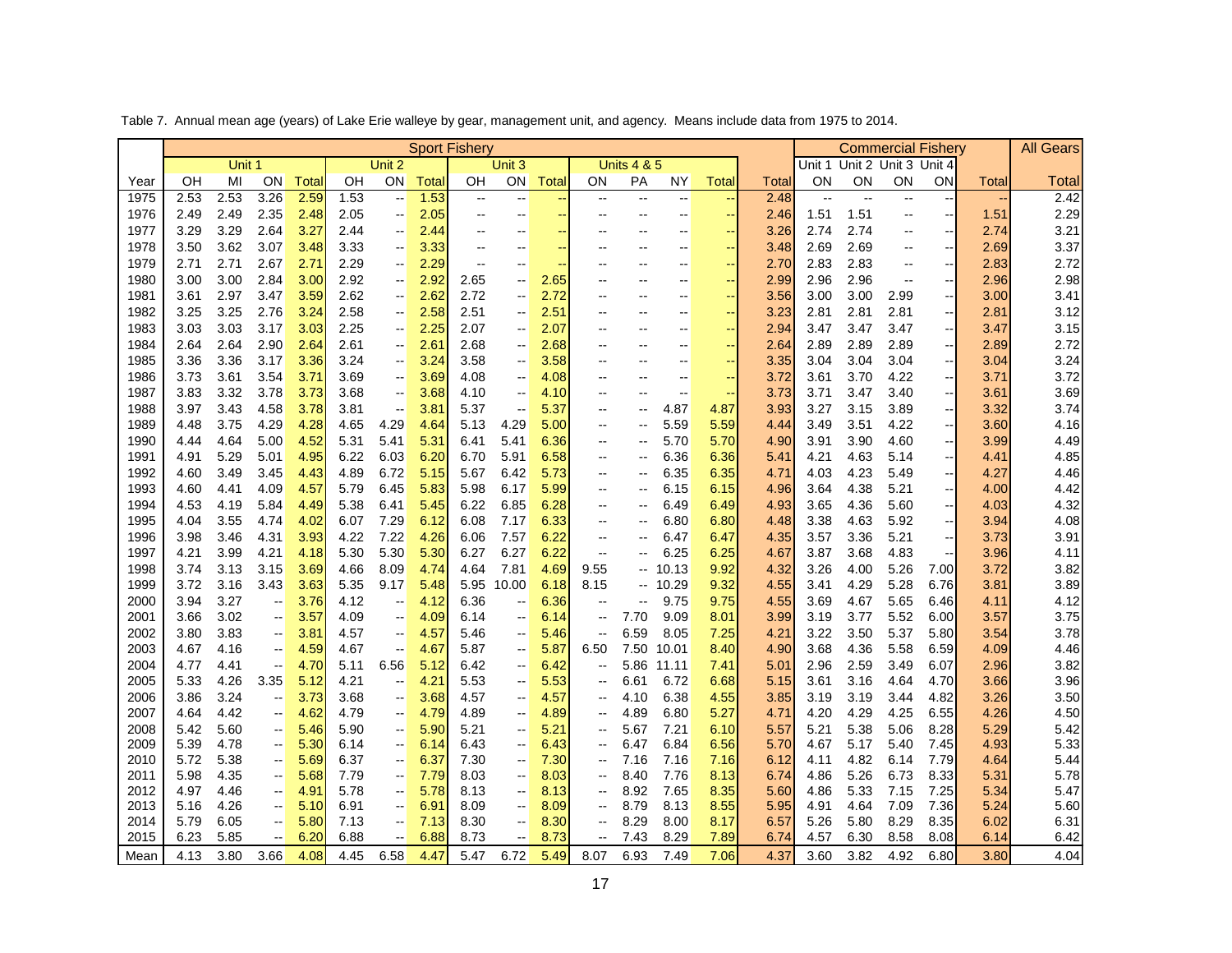Table 7. Annual mean age (years) of Lake Erie walleye by gear, management unit, and agency. Means include data from 1975 to 2014.

| | Sport Fishery | | | | | | | | | | | | | | | | Commercial Fishery | | | | | All Gears |
|---|---|---|---|---|---|---|---|---|---|---|---|---|---|---|---|---|---|---|---|---|---|---|
| | Unit 1 | | | | Unit 2 | | | Unit 3 | | | Units 4 & 5 | | | | | | Unit 1 | Unit 2 | Unit 3 | Unit 4 | | |
| Year | OH | MI | ON | Total | OH | ON | Total | OH | ON | Total | ON | PA | NY | Total | Total | | ON | ON | ON | ON | Total | Total |
| 1975 | 2.53 | 2.53 | 3.26 | 2.59 | 1.53 | -- | 1.53 | -- | -- | -- | -- | -- | -- | -- | 2.48 | | -- | -- | -- | -- | -- | 2.42 |
| 1976 | 2.49 | 2.49 | 2.35 | 2.48 | 2.05 | -- | 2.05 | -- | -- | -- | -- | -- | -- | -- | 2.46 | | 1.51 | 1.51 | -- | -- | 1.51 | 2.29 |
| 1977 | 3.29 | 3.29 | 2.64 | 3.27 | 2.44 | -- | 2.44 | -- | -- | -- | -- | -- | -- | -- | 3.26 | | 2.74 | 2.74 | -- | -- | 2.74 | 3.21 |
| 1978 | 3.50 | 3.62 | 3.07 | 3.48 | 3.33 | -- | 3.33 | -- | -- | -- | -- | -- | -- | -- | 3.48 | | 2.69 | 2.69 | -- | -- | 2.69 | 3.37 |
| 1979 | 2.71 | 2.71 | 2.67 | 2.71 | 2.29 | -- | 2.29 | -- | -- | -- | -- | -- | -- | -- | 2.70 | | 2.83 | 2.83 | -- | -- | 2.83 | 2.72 |
| 1980 | 3.00 | 3.00 | 2.84 | 3.00 | 2.92 | -- | 2.92 | 2.65 | -- | 2.65 | -- | -- | -- | -- | 2.99 | | 2.96 | 2.96 | -- | -- | 2.96 | 2.98 |
| 1981 | 3.61 | 2.97 | 3.47 | 3.59 | 2.62 | -- | 2.62 | 2.72 | -- | 2.72 | -- | -- | -- | -- | 3.56 | | 3.00 | 3.00 | 2.99 | -- | 3.00 | 3.41 |
| 1982 | 3.25 | 3.25 | 2.76 | 3.24 | 2.58 | -- | 2.58 | 2.51 | -- | 2.51 | -- | -- | -- | -- | 3.23 | | 2.81 | 2.81 | 2.81 | -- | 2.81 | 3.12 |
| 1983 | 3.03 | 3.03 | 3.17 | 3.03 | 2.25 | -- | 2.25 | 2.07 | -- | 2.07 | -- | -- | -- | -- | 2.94 | | 3.47 | 3.47 | 3.47 | -- | 3.47 | 3.15 |
| 1984 | 2.64 | 2.64 | 2.90 | 2.64 | 2.61 | -- | 2.61 | 2.68 | -- | 2.68 | -- | -- | -- | -- | 2.64 | | 2.89 | 2.89 | 2.89 | -- | 2.89 | 2.72 |
| 1985 | 3.36 | 3.36 | 3.17 | 3.36 | 3.24 | -- | 3.24 | 3.58 | -- | 3.58 | -- | -- | -- | -- | 3.35 | | 3.04 | 3.04 | 3.04 | -- | 3.04 | 3.24 |
| 1986 | 3.73 | 3.61 | 3.54 | 3.71 | 3.69 | -- | 3.69 | 4.08 | -- | 4.08 | -- | -- | -- | -- | 3.72 | | 3.61 | 3.70 | 4.22 | -- | 3.71 | 3.72 |
| 1987 | 3.83 | 3.32 | 3.78 | 3.73 | 3.68 | -- | 3.68 | 4.10 | -- | 4.10 | -- | -- | -- | -- | 3.73 | | 3.71 | 3.47 | 3.40 | -- | 3.61 | 3.69 |
| 1988 | 3.97 | 3.43 | 4.58 | 3.78 | 3.81 | -- | 3.81 | 5.37 | -- | 5.37 | -- | -- | 4.87 | 4.87 | 3.93 | | 3.27 | 3.15 | 3.89 | -- | 3.32 | 3.74 |
| 1989 | 4.48 | 3.75 | 4.29 | 4.28 | 4.65 | 4.29 | 4.64 | 5.13 | 4.29 | 5.00 | -- | -- | 5.59 | 5.59 | 4.44 | | 3.49 | 3.51 | 4.22 | -- | 3.60 | 4.16 |
| 1990 | 4.44 | 4.64 | 5.00 | 4.52 | 5.31 | 5.41 | 5.31 | 6.41 | 5.41 | 6.36 | -- | -- | 5.70 | 5.70 | 4.90 | | 3.91 | 3.90 | 4.60 | -- | 3.99 | 4.49 |
| 1991 | 4.91 | 5.29 | 5.01 | 4.95 | 6.22 | 6.03 | 6.20 | 6.70 | 5.91 | 6.58 | -- | -- | 6.36 | 6.36 | 5.41 | | 4.21 | 4.63 | 5.14 | -- | 4.41 | 4.85 |
| 1992 | 4.60 | 3.49 | 3.45 | 4.43 | 4.89 | 6.72 | 5.15 | 5.67 | 6.42 | 5.73 | -- | -- | 6.35 | 6.35 | 4.71 | | 4.03 | 4.23 | 5.49 | -- | 4.27 | 4.46 |
| 1993 | 4.60 | 4.41 | 4.09 | 4.57 | 5.79 | 6.45 | 5.83 | 5.98 | 6.17 | 5.99 | -- | -- | 6.15 | 6.15 | 4.96 | | 3.64 | 4.38 | 5.21 | -- | 4.00 | 4.42 |
| 1994 | 4.53 | 4.19 | 5.84 | 4.49 | 5.38 | 6.41 | 5.45 | 6.22 | 6.85 | 6.28 | -- | -- | 6.49 | 6.49 | 4.93 | | 3.65 | 4.36 | 5.60 | -- | 4.03 | 4.32 |
| 1995 | 4.04 | 3.55 | 4.74 | 4.02 | 6.07 | 7.29 | 6.12 | 6.08 | 7.17 | 6.33 | -- | -- | 6.80 | 6.80 | 4.48 | | 3.38 | 4.63 | 5.92 | -- | 3.94 | 4.08 |
| 1996 | 3.98 | 3.46 | 4.31 | 3.93 | 4.22 | 7.22 | 4.26 | 6.06 | 7.57 | 6.22 | -- | -- | 6.47 | 6.47 | 4.35 | | 3.57 | 3.36 | 5.21 | -- | 3.73 | 3.91 |
| 1997 | 4.21 | 3.99 | 4.21 | 4.18 | 5.30 | 5.30 | 5.30 | 6.27 | 6.27 | 6.22 | -- | -- | 6.25 | 6.25 | 4.67 | | 3.87 | 3.68 | 4.83 | -- | 3.96 | 4.11 |
| 1998 | 3.74 | 3.13 | 3.15 | 3.69 | 4.66 | 8.09 | 4.74 | 4.64 | 7.81 | 4.69 | 9.55 | -- | 10.13 | 9.92 | 4.32 | | 3.26 | 4.00 | 5.26 | 7.00 | 3.72 | 3.82 |
| 1999 | 3.72 | 3.16 | 3.43 | 3.63 | 5.35 | 9.17 | 5.48 | 5.95 | 10.00 | 6.18 | 8.15 | -- | 10.29 | 9.32 | 4.55 | | 3.41 | 4.29 | 5.28 | 6.76 | 3.81 | 3.89 |
| 2000 | 3.94 | 3.27 | -- | 3.76 | 4.12 | -- | 4.12 | 6.36 | -- | 6.36 | -- | -- | 9.75 | 9.75 | 4.55 | | 3.69 | 4.67 | 5.65 | 6.46 | 4.11 | 4.12 |
| 2001 | 3.66 | 3.02 | -- | 3.57 | 4.09 | -- | 4.09 | 6.14 | -- | 6.14 | -- | 7.70 | 9.09 | 8.01 | 3.99 | | 3.19 | 3.77 | 5.52 | 6.00 | 3.57 | 3.75 |
| 2002 | 3.80 | 3.83 | -- | 3.81 | 4.57 | -- | 4.57 | 5.46 | -- | 5.46 | -- | 6.59 | 8.05 | 7.25 | 4.21 | | 3.22 | 3.50 | 5.37 | 5.80 | 3.54 | 3.78 |
| 2003 | 4.67 | 4.16 | -- | 4.59 | 4.67 | -- | 4.67 | 5.87 | -- | 5.87 | 6.50 | 7.50 | 10.01 | 8.40 | 4.90 | | 3.68 | 4.36 | 5.58 | 6.59 | 4.09 | 4.46 |
| 2004 | 4.77 | 4.41 | -- | 4.70 | 5.11 | 6.56 | 5.12 | 6.42 | -- | 6.42 | -- | 5.86 | 11.11 | 7.41 | 5.01 | | 2.96 | 2.59 | 3.49 | 6.07 | 2.96 | 3.82 |
| 2005 | 5.33 | 4.26 | 3.35 | 5.12 | 4.21 | -- | 4.21 | 5.53 | -- | 5.53 | -- | 6.61 | 6.72 | 6.68 | 5.15 | | 3.61 | 3.16 | 4.64 | 4.70 | 3.66 | 3.96 |
| 2006 | 3.86 | 3.24 | -- | 3.73 | 3.68 | -- | 3.68 | 4.57 | -- | 4.57 | -- | 4.10 | 6.38 | 4.55 | 3.85 | | 3.19 | 3.19 | 3.44 | 4.82 | 3.26 | 3.50 |
| 2007 | 4.64 | 4.42 | -- | 4.62 | 4.79 | -- | 4.79 | 4.89 | -- | 4.89 | -- | 4.89 | 6.80 | 5.27 | 4.71 | | 4.20 | 4.29 | 4.25 | 6.55 | 4.26 | 4.50 |
| 2008 | 5.42 | 5.60 | -- | 5.46 | 5.90 | -- | 5.90 | 5.21 | -- | 5.21 | -- | 5.67 | 7.21 | 6.10 | 5.57 | | 5.21 | 5.38 | 5.06 | 8.28 | 5.29 | 5.42 |
| 2009 | 5.39 | 4.78 | -- | 5.30 | 6.14 | -- | 6.14 | 6.43 | -- | 6.43 | -- | 6.47 | 6.84 | 6.56 | 5.70 | | 4.67 | 5.17 | 5.40 | 7.45 | 4.93 | 5.33 |
| 2010 | 5.72 | 5.38 | -- | 5.69 | 6.37 | -- | 6.37 | 7.30 | -- | 7.30 | -- | 7.16 | 7.16 | 7.16 | 6.12 | | 4.11 | 4.82 | 6.14 | 7.79 | 4.64 | 5.44 |
| 2011 | 5.98 | 4.35 | -- | 5.68 | 7.79 | -- | 7.79 | 8.03 | -- | 8.03 | -- | 8.40 | 7.76 | 8.13 | 6.74 | | 4.86 | 5.26 | 6.73 | 8.33 | 5.31 | 5.78 |
| 2012 | 4.97 | 4.46 | -- | 4.91 | 5.78 | -- | 5.78 | 8.13 | -- | 8.13 | -- | 8.92 | 7.65 | 8.35 | 5.60 | | 4.86 | 5.33 | 7.15 | 7.25 | 5.34 | 5.47 |
| 2013 | 5.16 | 4.26 | -- | 5.10 | 6.91 | -- | 6.91 | 8.09 | -- | 8.09 | -- | 8.79 | 8.13 | 8.55 | 5.95 | | 4.91 | 4.64 | 7.09 | 7.36 | 5.24 | 5.60 |
| 2014 | 5.79 | 6.05 | -- | 5.80 | 7.13 | -- | 7.13 | 8.30 | -- | 8.30 | -- | 8.29 | 8.00 | 8.17 | 6.57 | | 5.26 | 5.80 | 8.29 | 8.35 | 6.02 | 6.31 |
| 2015 | 6.23 | 5.85 | -- | 6.20 | 6.88 | -- | 6.88 | 8.73 | -- | 8.73 | -- | 7.43 | 8.29 | 7.89 | 6.74 | | 4.57 | 6.30 | 8.58 | 8.08 | 6.14 | 6.42 |
| Mean | 4.13 | 3.80 | 3.66 | 4.08 | 4.45 | 6.58 | 4.47 | 5.47 | 6.72 | 5.49 | 8.07 | 6.93 | 7.49 | 7.06 | 4.37 | | 3.60 | 3.82 | 4.92 | 6.80 | 3.80 | 4.04 |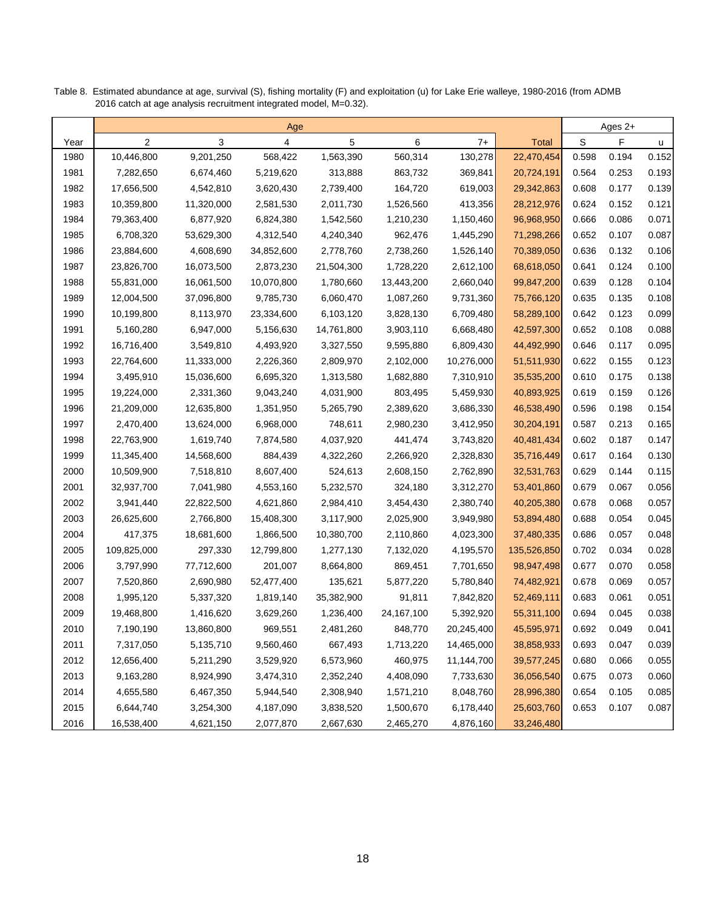Table 8. Estimated abundance at age, survival (S), fishing mortality (F) and exploitation (u) for Lake Erie walleye, 1980-2016 (from ADMB 2016 catch at age analysis recruitment integrated model, M=0.32).

| | Age | | | | | | | Ages 2+ | | |
|---|---|---|---|---|---|---|---|---|---|---|
| Year | 2 | 3 | 4 | 5 | 6 | 7+ | Total | S | F | u |
| 1980 | 10,446,800 | 9,201,250 | 568,422 | 1,563,390 | 560,314 | 130,278 | 22,470,454 | 0.598 | 0.194 | 0.152 |
| 1981 | 7,282,650 | 6,674,460 | 5,219,620 | 313,888 | 863,732 | 369,841 | 20,724,191 | 0.564 | 0.253 | 0.193 |
| 1982 | 17,656,500 | 4,542,810 | 3,620,430 | 2,739,400 | 164,720 | 619,003 | 29,342,863 | 0.608 | 0.177 | 0.139 |
| 1983 | 10,359,800 | 11,320,000 | 2,581,530 | 2,011,730 | 1,526,560 | 413,356 | 28,212,976 | 0.624 | 0.152 | 0.121 |
| 1984 | 79,363,400 | 6,877,920 | 6,824,380 | 1,542,560 | 1,210,230 | 1,150,460 | 96,968,950 | 0.666 | 0.086 | 0.071 |
| 1985 | 6,708,320 | 53,629,300 | 4,312,540 | 4,240,340 | 962,476 | 1,445,290 | 71,298,266 | 0.652 | 0.107 | 0.087 |
| 1986 | 23,884,600 | 4,608,690 | 34,852,600 | 2,778,760 | 2,738,260 | 1,526,140 | 70,389,050 | 0.636 | 0.132 | 0.106 |
| 1987 | 23,826,700 | 16,073,500 | 2,873,230 | 21,504,300 | 1,728,220 | 2,612,100 | 68,618,050 | 0.641 | 0.124 | 0.100 |
| 1988 | 55,831,000 | 16,061,500 | 10,070,800 | 1,780,660 | 13,443,200 | 2,660,040 | 99,847,200 | 0.639 | 0.128 | 0.104 |
| 1989 | 12,004,500 | 37,096,800 | 9,785,730 | 6,060,470 | 1,087,260 | 9,731,360 | 75,766,120 | 0.635 | 0.135 | 0.108 |
| 1990 | 10,199,800 | 8,113,970 | 23,334,600 | 6,103,120 | 3,828,130 | 6,709,480 | 58,289,100 | 0.642 | 0.123 | 0.099 |
| 1991 | 5,160,280 | 6,947,000 | 5,156,630 | 14,761,800 | 3,903,110 | 6,668,480 | 42,597,300 | 0.652 | 0.108 | 0.088 |
| 1992 | 16,716,400 | 3,549,810 | 4,493,920 | 3,327,550 | 9,595,880 | 6,809,430 | 44,492,990 | 0.646 | 0.117 | 0.095 |
| 1993 | 22,764,600 | 11,333,000 | 2,226,360 | 2,809,970 | 2,102,000 | 10,276,000 | 51,511,930 | 0.622 | 0.155 | 0.123 |
| 1994 | 3,495,910 | 15,036,600 | 6,695,320 | 1,313,580 | 1,682,880 | 7,310,910 | 35,535,200 | 0.610 | 0.175 | 0.138 |
| 1995 | 19,224,000 | 2,331,360 | 9,043,240 | 4,031,900 | 803,495 | 5,459,930 | 40,893,925 | 0.619 | 0.159 | 0.126 |
| 1996 | 21,209,000 | 12,635,800 | 1,351,950 | 5,265,790 | 2,389,620 | 3,686,330 | 46,538,490 | 0.596 | 0.198 | 0.154 |
| 1997 | 2,470,400 | 13,624,000 | 6,968,000 | 748,611 | 2,980,230 | 3,412,950 | 30,204,191 | 0.587 | 0.213 | 0.165 |
| 1998 | 22,763,900 | 1,619,740 | 7,874,580 | 4,037,920 | 441,474 | 3,743,820 | 40,481,434 | 0.602 | 0.187 | 0.147 |
| 1999 | 11,345,400 | 14,568,600 | 884,439 | 4,322,260 | 2,266,920 | 2,328,830 | 35,716,449 | 0.617 | 0.164 | 0.130 |
| 2000 | 10,509,900 | 7,518,810 | 8,607,400 | 524,613 | 2,608,150 | 2,762,890 | 32,531,763 | 0.629 | 0.144 | 0.115 |
| 2001 | 32,937,700 | 7,041,980 | 4,553,160 | 5,232,570 | 324,180 | 3,312,270 | 53,401,860 | 0.679 | 0.067 | 0.056 |
| 2002 | 3,941,440 | 22,822,500 | 4,621,860 | 2,984,410 | 3,454,430 | 2,380,740 | 40,205,380 | 0.678 | 0.068 | 0.057 |
| 2003 | 26,625,600 | 2,766,800 | 15,408,300 | 3,117,900 | 2,025,900 | 3,949,980 | 53,894,480 | 0.688 | 0.054 | 0.045 |
| 2004 | 417,375 | 18,681,600 | 1,866,500 | 10,380,700 | 2,110,860 | 4,023,300 | 37,480,335 | 0.686 | 0.057 | 0.048 |
| 2005 | 109,825,000 | 297,330 | 12,799,800 | 1,277,130 | 7,132,020 | 4,195,570 | 135,526,850 | 0.702 | 0.034 | 0.028 |
| 2006 | 3,797,990 | 77,712,600 | 201,007 | 8,664,800 | 869,451 | 7,701,650 | 98,947,498 | 0.677 | 0.070 | 0.058 |
| 2007 | 7,520,860 | 2,690,980 | 52,477,400 | 135,621 | 5,877,220 | 5,780,840 | 74,482,921 | 0.678 | 0.069 | 0.057 |
| 2008 | 1,995,120 | 5,337,320 | 1,819,140 | 35,382,900 | 91,811 | 7,842,820 | 52,469,111 | 0.683 | 0.061 | 0.051 |
| 2009 | 19,468,800 | 1,416,620 | 3,629,260 | 1,236,400 | 24,167,100 | 5,392,920 | 55,311,100 | 0.694 | 0.045 | 0.038 |
| 2010 | 7,190,190 | 13,860,800 | 969,551 | 2,481,260 | 848,770 | 20,245,400 | 45,595,971 | 0.692 | 0.049 | 0.041 |
| 2011 | 7,317,050 | 5,135,710 | 9,560,460 | 667,493 | 1,713,220 | 14,465,000 | 38,858,933 | 0.693 | 0.047 | 0.039 |
| 2012 | 12,656,400 | 5,211,290 | 3,529,920 | 6,573,960 | 460,975 | 11,144,700 | 39,577,245 | 0.680 | 0.066 | 0.055 |
| 2013 | 9,163,280 | 8,924,990 | 3,474,310 | 2,352,240 | 4,408,090 | 7,733,630 | 36,056,540 | 0.675 | 0.073 | 0.060 |
| 2014 | 4,655,580 | 6,467,350 | 5,944,540 | 2,308,940 | 1,571,210 | 8,048,760 | 28,996,380 | 0.654 | 0.105 | 0.085 |
| 2015 | 6,644,740 | 3,254,300 | 4,187,090 | 3,838,520 | 1,500,670 | 6,178,440 | 25,603,760 | 0.653 | 0.107 | 0.087 |
| 2016 | 16,538,400 | 4,621,150 | 2,077,870 | 2,667,630 | 2,465,270 | 4,876,160 | 33,246,480 | | | |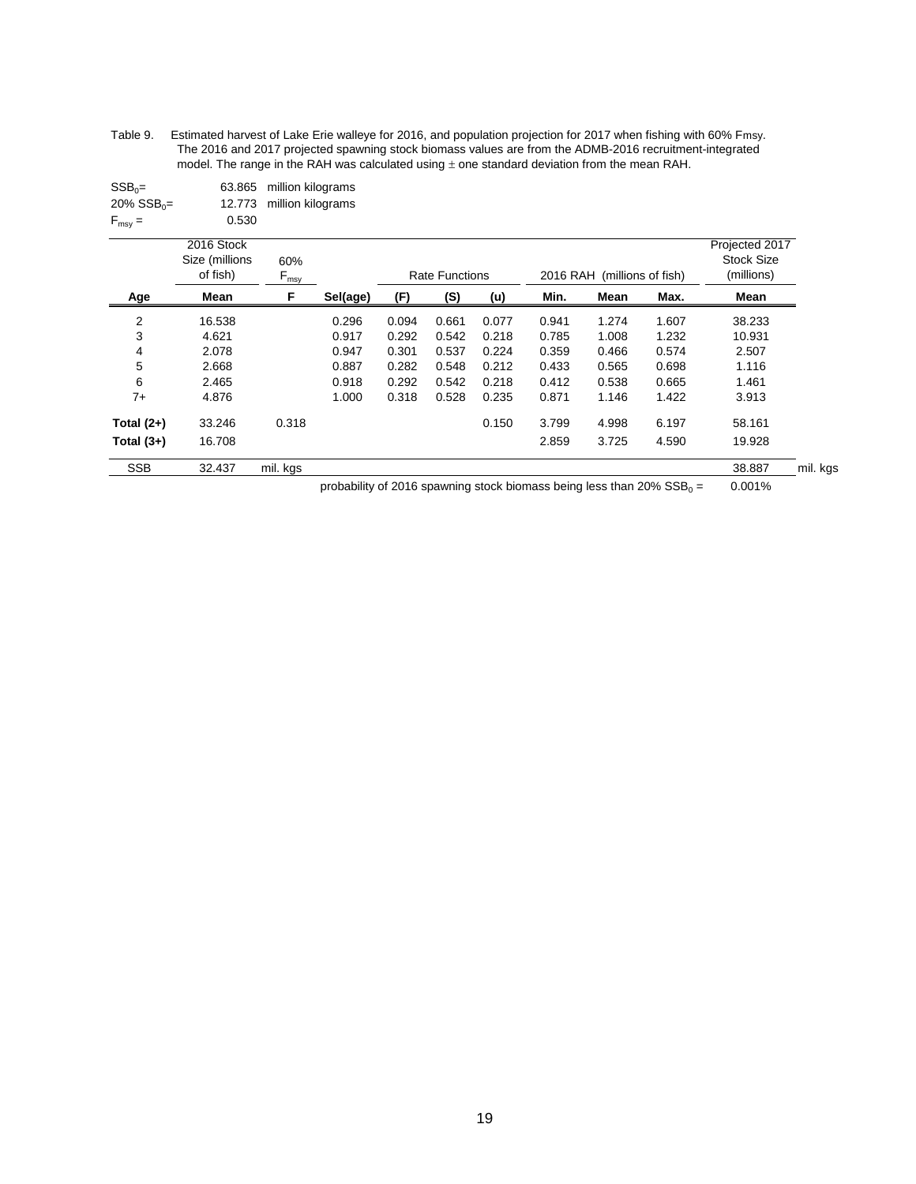Table 9. Estimated harvest of Lake Erie walleye for 2016, and population projection for 2017 when fishing with 60% Fmsy. The 2016 and 2017 projected spawning stock biomass values are from the ADMB-2016 recruitment-integrated model. The range in the RAH was calculated using ± one standard deviation from the mean RAH.

$SSB_0$= 63.865 million kilograms
20% $SSB_0$= 12.773 million kilograms
$F_{msy}$ = 0.530

| | 2016 Stock Size (millions of fish) | 60% $F_{msy}$ | | Rate Functions | | | 2016 RAH (millions of fish) | | | Projected 2017 Stock Size (millions) | |
|---|---|---|---|---|---|---|---|---|---|---|---|
| Age | Mean | F | Sel(age) | (F) | (S) | (u) | Min. | Mean | Max. | Mean | |
| 2 | 16.538 | | 0.296 | 0.094 | 0.661 | 0.077 | 0.941 | 1.274 | 1.607 | 38.233 | |
| 3 | 4.621 | | 0.917 | 0.292 | 0.542 | 0.218 | 0.785 | 1.008 | 1.232 | 10.931 | |
| 4 | 2.078 | | 0.947 | 0.301 | 0.537 | 0.224 | 0.359 | 0.466 | 0.574 | 2.507 | |
| 5 | 2.668 | | 0.887 | 0.282 | 0.548 | 0.212 | 0.433 | 0.565 | 0.698 | 1.116 | |
| 6 | 2.465 | | 0.918 | 0.292 | 0.542 | 0.218 | 0.412 | 0.538 | 0.665 | 1.461 | |
| 7+ | 4.876 | | 1.000 | 0.318 | 0.528 | 0.235 | 0.871 | 1.146 | 1.422 | 3.913 | |
| Total (2+) | 33.246 | 0.318 | | | | 0.150 | 3.799 | 4.998 | 6.197 | 58.161 | |
| Total (3+) | 16.708 | | | | | | 2.859 | 3.725 | 4.590 | 19.928 | |
| SSB | 32.437 | mil. kgs | | | | | | | | 38.887 | mil. kgs |

probability of 2016 spawning stock biomass being less than 20% $SSB_0$ = 0.001%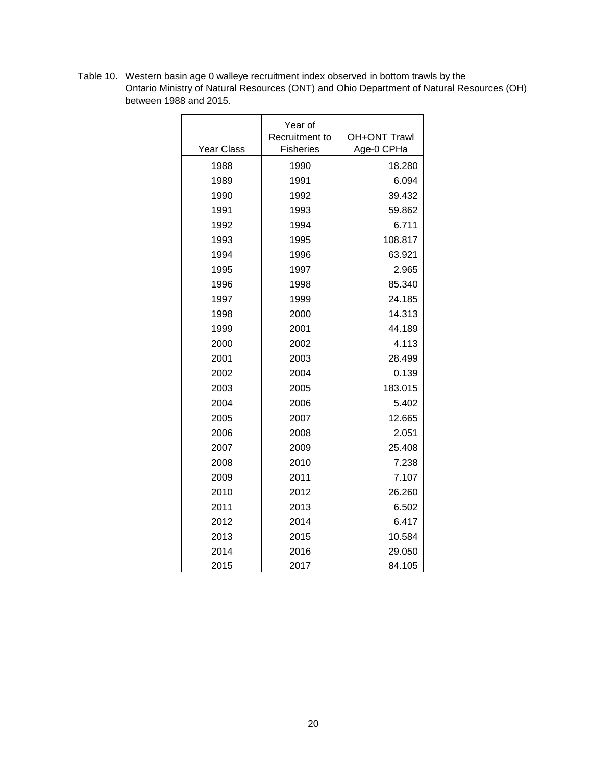Table 10. Western basin age 0 walleye recruitment index observed in bottom trawls by the Ontario Ministry of Natural Resources (ONT) and Ohio Department of Natural Resources (OH) between 1988 and 2015.

| Year Class | Year of Recruitment to Fisheries | OH+ONT Trawl Age-0 CPHa |
|---|---|---|
| 1988 | 1990 | 18.280 |
| 1989 | 1991 | 6.094 |
| 1990 | 1992 | 39.432 |
| 1991 | 1993 | 59.862 |
| 1992 | 1994 | 6.711 |
| 1993 | 1995 | 108.817 |
| 1994 | 1996 | 63.921 |
| 1995 | 1997 | 2.965 |
| 1996 | 1998 | 85.340 |
| 1997 | 1999 | 24.185 |
| 1998 | 2000 | 14.313 |
| 1999 | 2001 | 44.189 |
| 2000 | 2002 | 4.113 |
| 2001 | 2003 | 28.499 |
| 2002 | 2004 | 0.139 |
| 2003 | 2005 | 183.015 |
| 2004 | 2006 | 5.402 |
| 2005 | 2007 | 12.665 |
| 2006 | 2008 | 2.051 |
| 2007 | 2009 | 25.408 |
| 2008 | 2010 | 7.238 |
| 2009 | 2011 | 7.107 |
| 2010 | 2012 | 26.260 |
| 2011 | 2013 | 6.502 |
| 2012 | 2014 | 6.417 |
| 2013 | 2015 | 10.584 |
| 2014 | 2016 | 29.050 |
| 2015 | 2017 | 84.105 |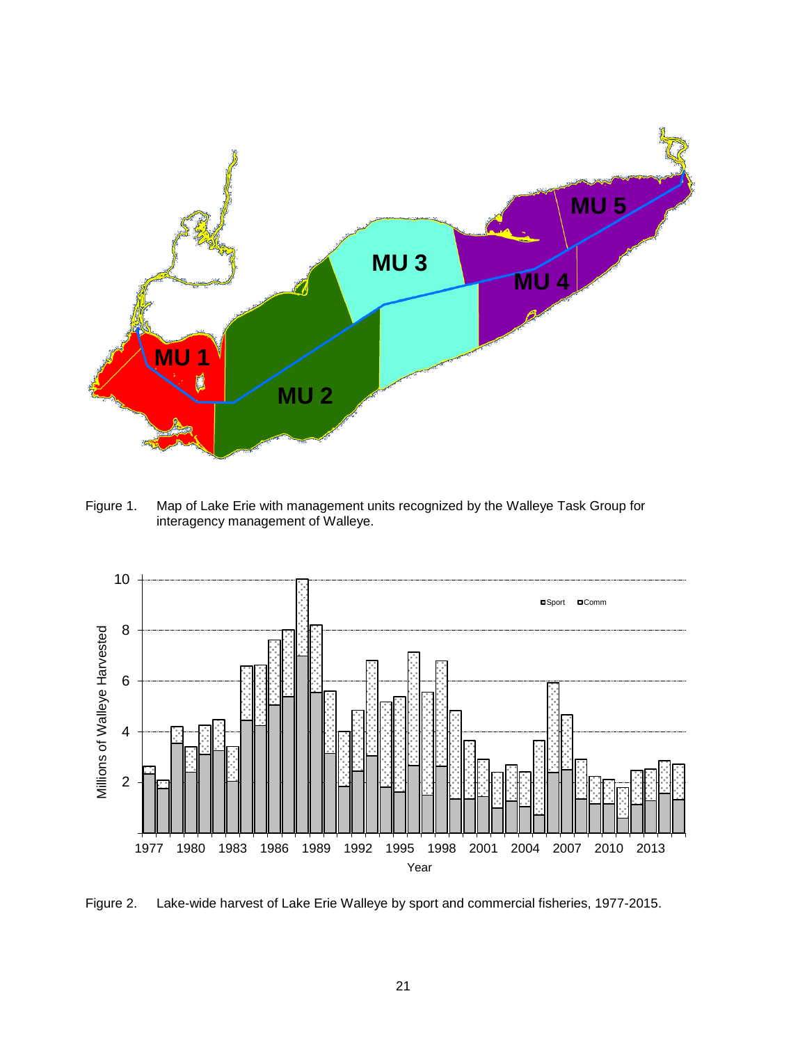MU 1

MU 2

MU 3

MU 4

MU 5

Figure 1. Map of Lake Erie with management units recognized by the Walleye Task Group for interagency management of Walleye.

Millions of Walleye Harvested

10

8

6

4

2

1977 1980 1983 1986 1989 1992 1995 1998 2001 2004 2007 2010 2013

Year

Sport Comm

Figure 2. Lake-wide harvest of Lake Erie Walleye by sport and commercial fisheries, 1977-2015.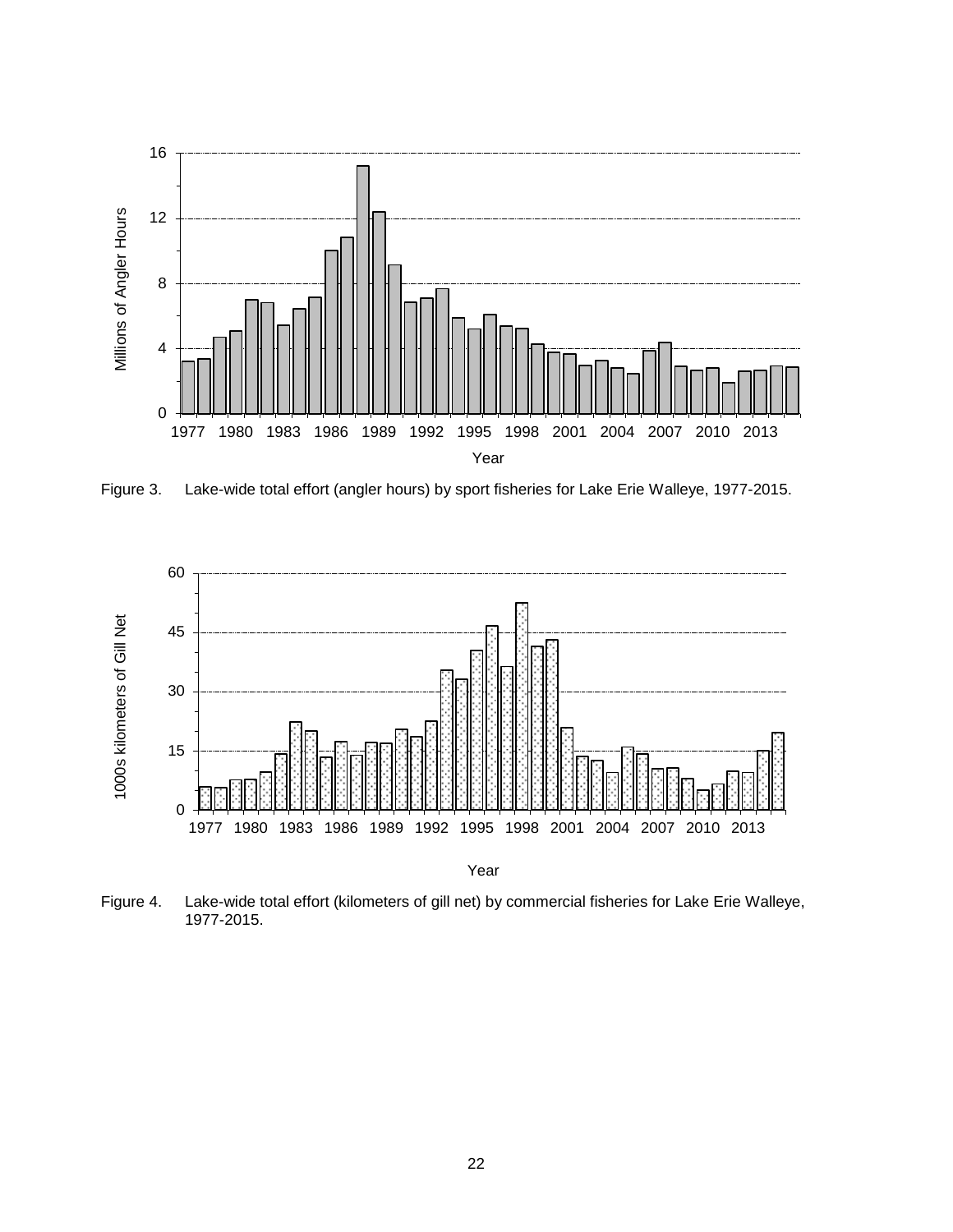Millions of Angler Hours

16

12

8

4

0

1977 1980 1983 1986 1989 1992 1995 1998 2001 2004 2007 2010 2013

Year

Figure 3. Lake-wide total effort (angler hours) by sport fisheries for Lake Erie Walleye, 1977-2015.

1000s kilometers of Gill Net

60

45

30

15

0

1977 1980 1983 1986 1989 1992 1995 1998 2001 2004 2007 2010 2013

Year

Figure 4. Lake-wide total effort (kilometers of gill net) by commercial fisheries for Lake Erie Walleye, 1977-2015.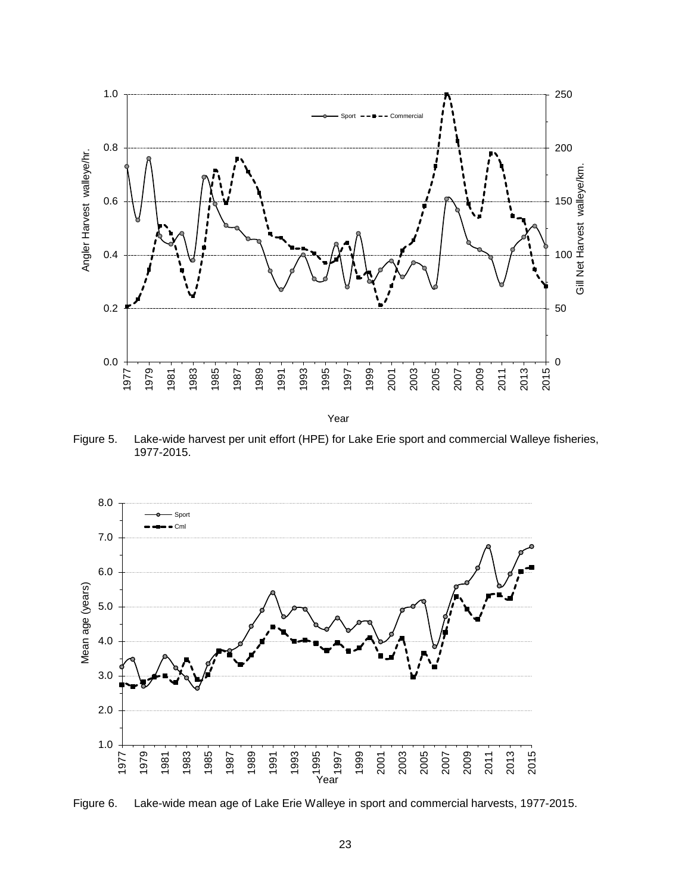Figure 5. Lake-wide harvest per unit effort (HPE) for Lake Erie sport and commercial Walleye fisheries, 1977-2015.

Figure 6. Lake-wide mean age of Lake Erie Walleye in sport and commercial harvests, 1977-2015.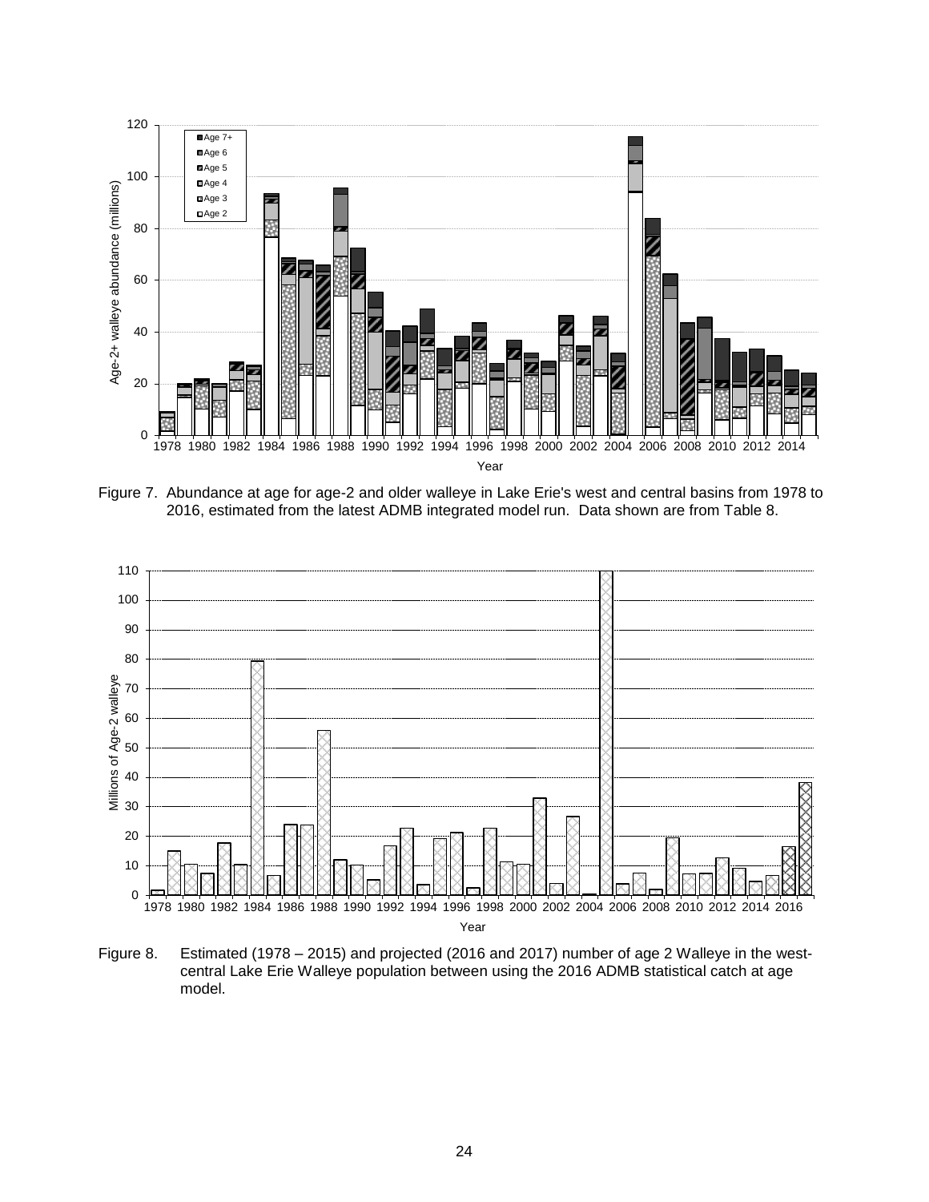Figure 7. Abundance at age for age-2 and older walleye in Lake Erie's west and central basins from 1978 to 2016, estimated from the latest ADMB integrated model run. Data shown are from Table 8.

Figure 8. Estimated (1978 – 2015) and projected (2016 and 2017) number of age 2 Walleye in the west-central Lake Erie Walleye population between using the 2016 ADMB statistical catch at age model.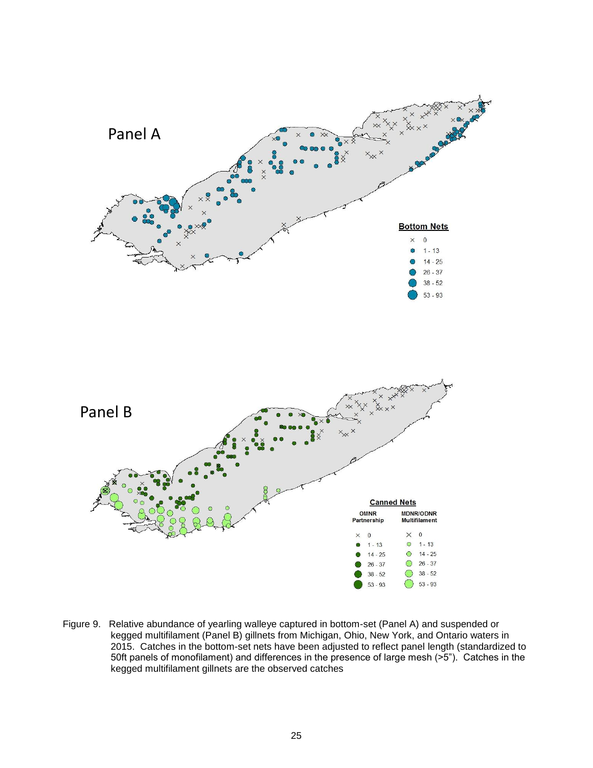Panel A

Bottom Nets

× 0

1 - 13

14 - 25

26 - 37

38 - 52

53 - 93

Panel B

Canned Nets

OMNR Partnership

MDNR/ODNR Multifilament

× 0

1 - 13

14 - 25

26 - 37

38 - 52

53 - 93

Figure 9. Relative abundance of yearling walleye captured in bottom-set (Panel A) and suspended or kegged multifilament (Panel B) gillnets from Michigan, Ohio, New York, and Ontario waters in 2015. Catches in the bottom-set nets have been adjusted to reflect panel length (standardized to 50ft panels of monofilament) and differences in the presence of large mesh (>5"). Catches in the kegged multifilament gillnets are the observed catches